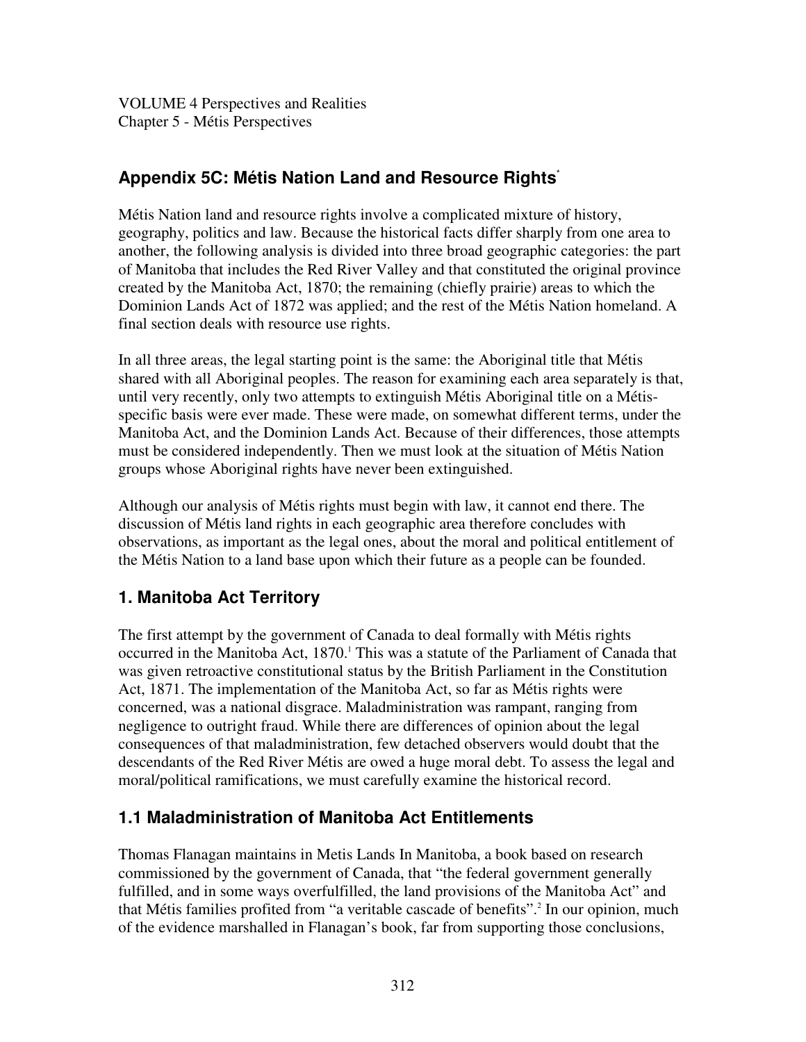VOLUME 4 Perspectives and Realities
Chapter 5 - Métis Perspectives

## Appendix 5C: Métis Nation Land and Resource Rights[*]

Métis Nation land and resource rights involve a complicated mixture of history, geography, politics and law. Because the historical facts differ sharply from one area to another, the following analysis is divided into three broad geographic categories: the part of Manitoba that includes the Red River Valley and that constituted the original province created by the Manitoba Act, 1870; the remaining (chiefly prairie) areas to which the Dominion Lands Act of 1872 was applied; and the rest of the Métis Nation homeland. A final section deals with resource use rights.

In all three areas, the legal starting point is the same: the Aboriginal title that Métis shared with all Aboriginal peoples. The reason for examining each area separately is that, until very recently, only two attempts to extinguish Métis Aboriginal title on a Métis-specific basis were ever made. These were made, on somewhat different terms, under the Manitoba Act, and the Dominion Lands Act. Because of their differences, those attempts must be considered independently. Then we must look at the situation of Métis Nation groups whose Aboriginal rights have never been extinguished.

Although our analysis of Métis rights must begin with law, it cannot end there. The discussion of Métis land rights in each geographic area therefore concludes with observations, as important as the legal ones, about the moral and political entitlement of the Métis Nation to a land base upon which their future as a people can be founded.

## 1. Manitoba Act Territory

The first attempt by the government of Canada to deal formally with Métis rights occurred in the Manitoba Act, 1870.[1] This was a statute of the Parliament of Canada that was given retroactive constitutional status by the British Parliament in the Constitution Act, 1871. The implementation of the Manitoba Act, so far as Métis rights were concerned, was a national disgrace. Maladministration was rampant, ranging from negligence to outright fraud. While there are differences of opinion about the legal consequences of that maladministration, few detached observers would doubt that the descendants of the Red River Métis are owed a huge moral debt. To assess the legal and moral/political ramifications, we must carefully examine the historical record.

### 1.1 Maladministration of Manitoba Act Entitlements

Thomas Flanagan maintains in Metis Lands In Manitoba, a book based on research commissioned by the government of Canada, that "the federal government generally fulfilled, and in some ways overfulfilled, the land provisions of the Manitoba Act" and that Métis families profited from "a veritable cascade of benefits".[2] In our opinion, much of the evidence marshalled in Flanagan's book, far from supporting those conclusions,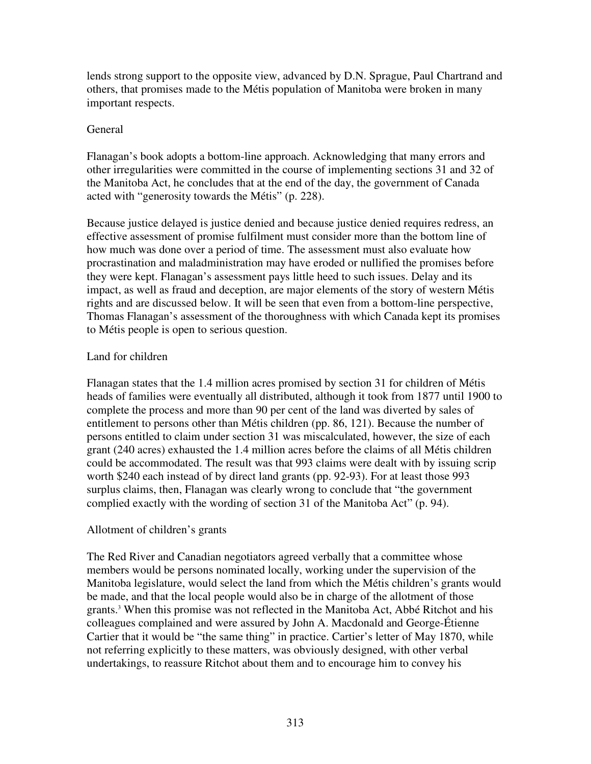lends strong support to the opposite view, advanced by D.N. Sprague, Paul Chartrand and others, that promises made to the Métis population of Manitoba were broken in many important respects.

## General

Flanagan's book adopts a bottom-line approach. Acknowledging that many errors and other irregularities were committed in the course of implementing sections 31 and 32 of the Manitoba Act, he concludes that at the end of the day, the government of Canada acted with "generosity towards the Métis" (p. 228).

Because justice delayed is justice denied and because justice denied requires redress, an effective assessment of promise fulfilment must consider more than the bottom line of how much was done over a period of time. The assessment must also evaluate how procrastination and maladministration may have eroded or nullified the promises before they were kept. Flanagan's assessment pays little heed to such issues. Delay and its impact, as well as fraud and deception, are major elements of the story of western Métis rights and are discussed below. It will be seen that even from a bottom-line perspective, Thomas Flanagan's assessment of the thoroughness with which Canada kept its promises to Métis people is open to serious question.

## Land for children

Flanagan states that the 1.4 million acres promised by section 31 for children of Métis heads of families were eventually all distributed, although it took from 1877 until 1900 to complete the process and more than 90 per cent of the land was diverted by sales of entitlement to persons other than Métis children (pp. 86, 121). Because the number of persons entitled to claim under section 31 was miscalculated, however, the size of each grant (240 acres) exhausted the 1.4 million acres before the claims of all Métis children could be accommodated. The result was that 993 claims were dealt with by issuing scrip worth $240 each instead of by direct land grants (pp. 92-93). For at least those 993 surplus claims, then, Flanagan was clearly wrong to conclude that "the government complied exactly with the wording of section 31 of the Manitoba Act" (p. 94).

## Allotment of children's grants

The Red River and Canadian negotiators agreed verbally that a committee whose members would be persons nominated locally, working under the supervision of the Manitoba legislature, would select the land from which the Métis children's grants would be made, and that the local people would also be in charge of the allotment of those grants.[3] When this promise was not reflected in the Manitoba Act, Abbé Ritchot and his colleagues complained and were assured by John A. Macdonald and George-Étienne Cartier that it would be "the same thing" in practice. Cartier's letter of May 1870, while not referring explicitly to these matters, was obviously designed, with other verbal undertakings, to reassure Ritchot about them and to encourage him to convey his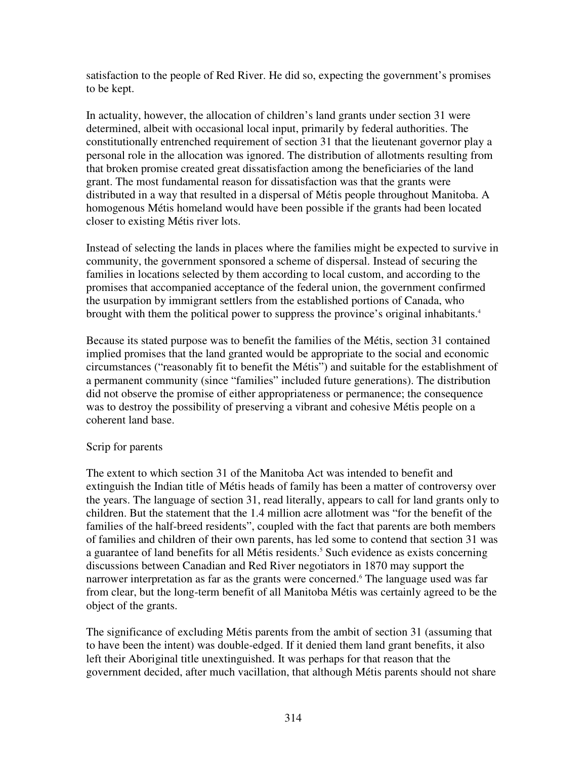satisfaction to the people of Red River. He did so, expecting the government's promises to be kept.

In actuality, however, the allocation of children's land grants under section 31 were determined, albeit with occasional local input, primarily by federal authorities. The constitutionally entrenched requirement of section 31 that the lieutenant governor play a personal role in the allocation was ignored. The distribution of allotments resulting from that broken promise created great dissatisfaction among the beneficiaries of the land grant. The most fundamental reason for dissatisfaction was that the grants were distributed in a way that resulted in a dispersal of Métis people throughout Manitoba. A homogenous Métis homeland would have been possible if the grants had been located closer to existing Métis river lots.

Instead of selecting the lands in places where the families might be expected to survive in community, the government sponsored a scheme of dispersal. Instead of securing the families in locations selected by them according to local custom, and according to the promises that accompanied acceptance of the federal union, the government confirmed the usurpation by immigrant settlers from the established portions of Canada, who brought with them the political power to suppress the province's original inhabitants.[4]

Because its stated purpose was to benefit the families of the Métis, section 31 contained implied promises that the land granted would be appropriate to the social and economic circumstances ("reasonably fit to benefit the Métis") and suitable for the establishment of a permanent community (since "families" included future generations). The distribution did not observe the promise of either appropriateness or permanence; the consequence was to destroy the possibility of preserving a vibrant and cohesive Métis people on a coherent land base.

Scrip for parents

The extent to which section 31 of the Manitoba Act was intended to benefit and extinguish the Indian title of Métis heads of family has been a matter of controversy over the years. The language of section 31, read literally, appears to call for land grants only to children. But the statement that the 1.4 million acre allotment was "for the benefit of the families of the half-breed residents", coupled with the fact that parents are both members of families and children of their own parents, has led some to contend that section 31 was a guarantee of land benefits for all Métis residents.[5] Such evidence as exists concerning discussions between Canadian and Red River negotiators in 1870 may support the narrower interpretation as far as the grants were concerned.[6] The language used was far from clear, but the long-term benefit of all Manitoba Métis was certainly agreed to be the object of the grants.

The significance of excluding Métis parents from the ambit of section 31 (assuming that to have been the intent) was double-edged. If it denied them land grant benefits, it also left their Aboriginal title unextinguished. It was perhaps for that reason that the government decided, after much vacillation, that although Métis parents should not share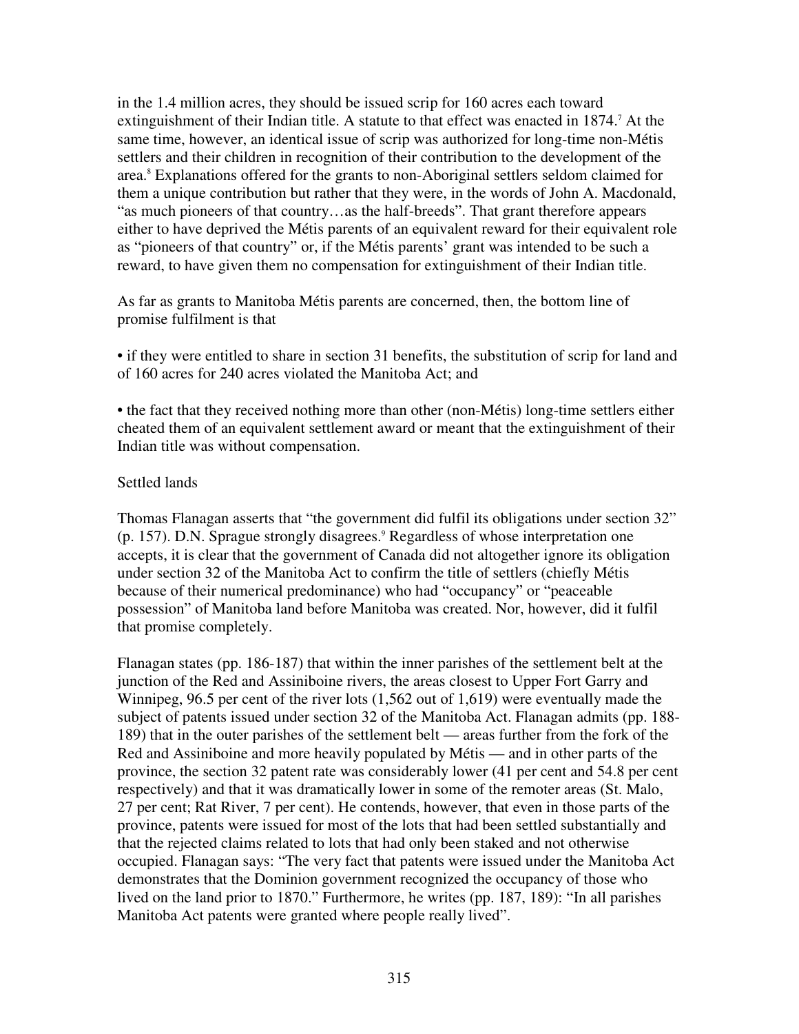in the 1.4 million acres, they should be issued scrip for 160 acres each toward extinguishment of their Indian title. A statute to that effect was enacted in 1874.[7] At the same time, however, an identical issue of scrip was authorized for long-time non-Métis settlers and their children in recognition of their contribution to the development of the area.[8] Explanations offered for the grants to non-Aboriginal settlers seldom claimed for them a unique contribution but rather that they were, in the words of John A. Macdonald, "as much pioneers of that country…as the half-breeds". That grant therefore appears either to have deprived the Métis parents of an equivalent reward for their equivalent role as "pioneers of that country" or, if the Métis parents' grant was intended to be such a reward, to have given them no compensation for extinguishment of their Indian title.

As far as grants to Manitoba Métis parents are concerned, then, the bottom line of promise fulfilment is that

- if they were entitled to share in section 31 benefits, the substitution of scrip for land and of 160 acres for 240 acres violated the Manitoba Act; and

- the fact that they received nothing more than other (non-Métis) long-time settlers either cheated them of an equivalent settlement award or meant that the extinguishment of their Indian title was without compensation.

Settled lands

Thomas Flanagan asserts that "the government did fulfil its obligations under section 32" (p. 157). D.N. Sprague strongly disagrees.[9] Regardless of whose interpretation one accepts, it is clear that the government of Canada did not altogether ignore its obligation under section 32 of the Manitoba Act to confirm the title of settlers (chiefly Métis because of their numerical predominance) who had "occupancy" or "peaceable possession" of Manitoba land before Manitoba was created. Nor, however, did it fulfil that promise completely.

Flanagan states (pp. 186-187) that within the inner parishes of the settlement belt at the junction of the Red and Assiniboine rivers, the areas closest to Upper Fort Garry and Winnipeg, 96.5 per cent of the river lots (1,562 out of 1,619) were eventually made the subject of patents issued under section 32 of the Manitoba Act. Flanagan admits (pp. 188-189) that in the outer parishes of the settlement belt — areas further from the fork of the Red and Assiniboine and more heavily populated by Métis — and in other parts of the province, the section 32 patent rate was considerably lower (41 per cent and 54.8 per cent respectively) and that it was dramatically lower in some of the remoter areas (St. Malo, 27 per cent; Rat River, 7 per cent). He contends, however, that even in those parts of the province, patents were issued for most of the lots that had been settled substantially and that the rejected claims related to lots that had only been staked and not otherwise occupied. Flanagan says: "The very fact that patents were issued under the Manitoba Act demonstrates that the Dominion government recognized the occupancy of those who lived on the land prior to 1870." Furthermore, he writes (pp. 187, 189): "In all parishes Manitoba Act patents were granted where people really lived".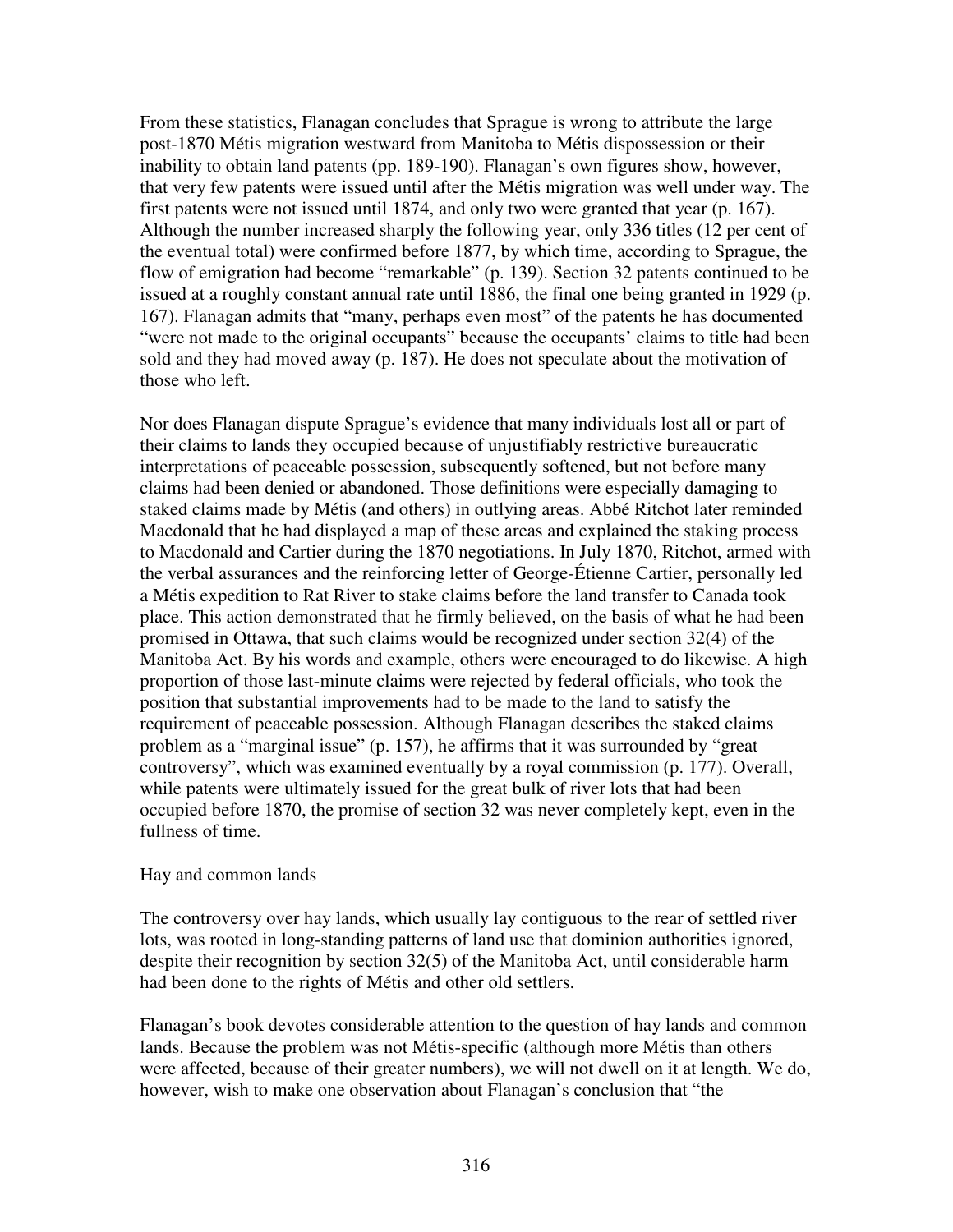From these statistics, Flanagan concludes that Sprague is wrong to attribute the large post-1870 Métis migration westward from Manitoba to Métis dispossession or their inability to obtain land patents (pp. 189-190). Flanagan's own figures show, however, that very few patents were issued until after the Métis migration was well under way. The first patents were not issued until 1874, and only two were granted that year (p. 167). Although the number increased sharply the following year, only 336 titles (12 per cent of the eventual total) were confirmed before 1877, by which time, according to Sprague, the flow of emigration had become "remarkable" (p. 139). Section 32 patents continued to be issued at a roughly constant annual rate until 1886, the final one being granted in 1929 (p. 167). Flanagan admits that "many, perhaps even most" of the patents he has documented "were not made to the original occupants" because the occupants' claims to title had been sold and they had moved away (p. 187). He does not speculate about the motivation of those who left.

Nor does Flanagan dispute Sprague's evidence that many individuals lost all or part of their claims to lands they occupied because of unjustifiably restrictive bureaucratic interpretations of peaceable possession, subsequently softened, but not before many claims had been denied or abandoned. Those definitions were especially damaging to staked claims made by Métis (and others) in outlying areas. Abbé Ritchot later reminded Macdonald that he had displayed a map of these areas and explained the staking process to Macdonald and Cartier during the 1870 negotiations. In July 1870, Ritchot, armed with the verbal assurances and the reinforcing letter of George-Étienne Cartier, personally led a Métis expedition to Rat River to stake claims before the land transfer to Canada took place. This action demonstrated that he firmly believed, on the basis of what he had been promised in Ottawa, that such claims would be recognized under section 32(4) of the Manitoba Act. By his words and example, others were encouraged to do likewise. A high proportion of those last-minute claims were rejected by federal officials, who took the position that substantial improvements had to be made to the land to satisfy the requirement of peaceable possession. Although Flanagan describes the staked claims problem as a "marginal issue" (p. 157), he affirms that it was surrounded by "great controversy", which was examined eventually by a royal commission (p. 177). Overall, while patents were ultimately issued for the great bulk of river lots that had been occupied before 1870, the promise of section 32 was never completely kept, even in the fullness of time.

### Hay and common lands

The controversy over hay lands, which usually lay contiguous to the rear of settled river lots, was rooted in long-standing patterns of land use that dominion authorities ignored, despite their recognition by section 32(5) of the Manitoba Act, until considerable harm had been done to the rights of Métis and other old settlers.

Flanagan's book devotes considerable attention to the question of hay lands and common lands. Because the problem was not Métis-specific (although more Métis than others were affected, because of their greater numbers), we will not dwell on it at length. We do, however, wish to make one observation about Flanagan's conclusion that "the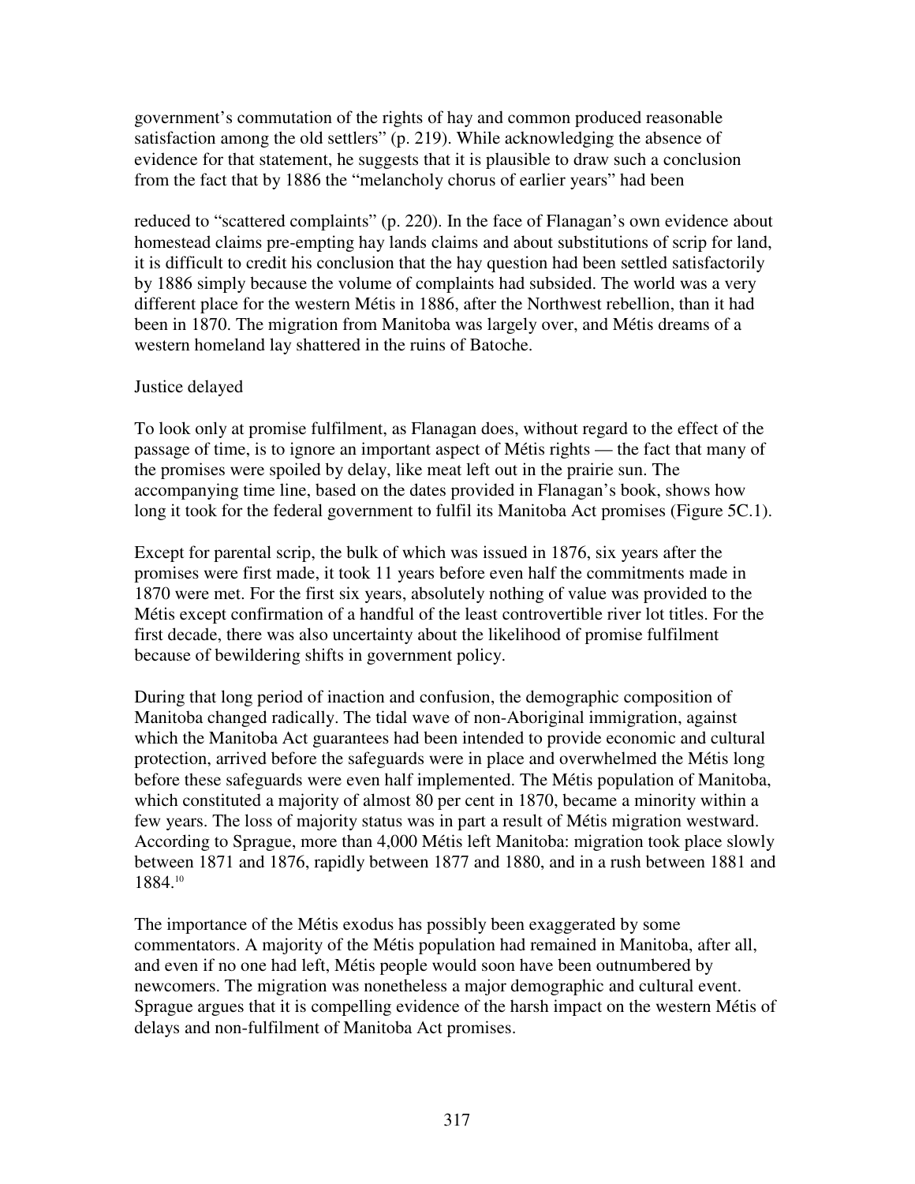government's commutation of the rights of hay and common produced reasonable satisfaction among the old settlers" (p. 219). While acknowledging the absence of evidence for that statement, he suggests that it is plausible to draw such a conclusion from the fact that by 1886 the "melancholy chorus of earlier years" had been reduced to "scattered complaints" (p. 220). In the face of Flanagan's own evidence about homestead claims pre-empting hay lands claims and about substitutions of scrip for land, it is difficult to credit his conclusion that the hay question had been settled satisfactorily by 1886 simply because the volume of complaints had subsided. The world was a very different place for the western Métis in 1886, after the Northwest rebellion, than it had been in 1870. The migration from Manitoba was largely over, and Métis dreams of a western homeland lay shattered in the ruins of Batoche.

## Justice delayed

To look only at promise fulfilment, as Flanagan does, without regard to the effect of the passage of time, is to ignore an important aspect of Métis rights — the fact that many of the promises were spoiled by delay, like meat left out in the prairie sun. The accompanying time line, based on the dates provided in Flanagan's book, shows how long it took for the federal government to fulfil its Manitoba Act promises (Figure 5C.1).

Except for parental scrip, the bulk of which was issued in 1876, six years after the promises were first made, it took 11 years before even half the commitments made in 1870 were met. For the first six years, absolutely nothing of value was provided to the Métis except confirmation of a handful of the least controvertible river lot titles. For the first decade, there was also uncertainty about the likelihood of promise fulfilment because of bewildering shifts in government policy.

During that long period of inaction and confusion, the demographic composition of Manitoba changed radically. The tidal wave of non-Aboriginal immigration, against which the Manitoba Act guarantees had been intended to provide economic and cultural protection, arrived before the safeguards were in place and overwhelmed the Métis long before these safeguards were even half implemented. The Métis population of Manitoba, which constituted a majority of almost 80 per cent in 1870, became a minority within a few years. The loss of majority status was in part a result of Métis migration westward. According to Sprague, more than 4,000 Métis left Manitoba: migration took place slowly between 1871 and 1876, rapidly between 1877 and 1880, and in a rush between 1881 and 1884.[10]

The importance of the Métis exodus has possibly been exaggerated by some commentators. A majority of the Métis population had remained in Manitoba, after all, and even if no one had left, Métis people would soon have been outnumbered by newcomers. The migration was nonetheless a major demographic and cultural event. Sprague argues that it is compelling evidence of the harsh impact on the western Métis of delays and non-fulfilment of Manitoba Act promises.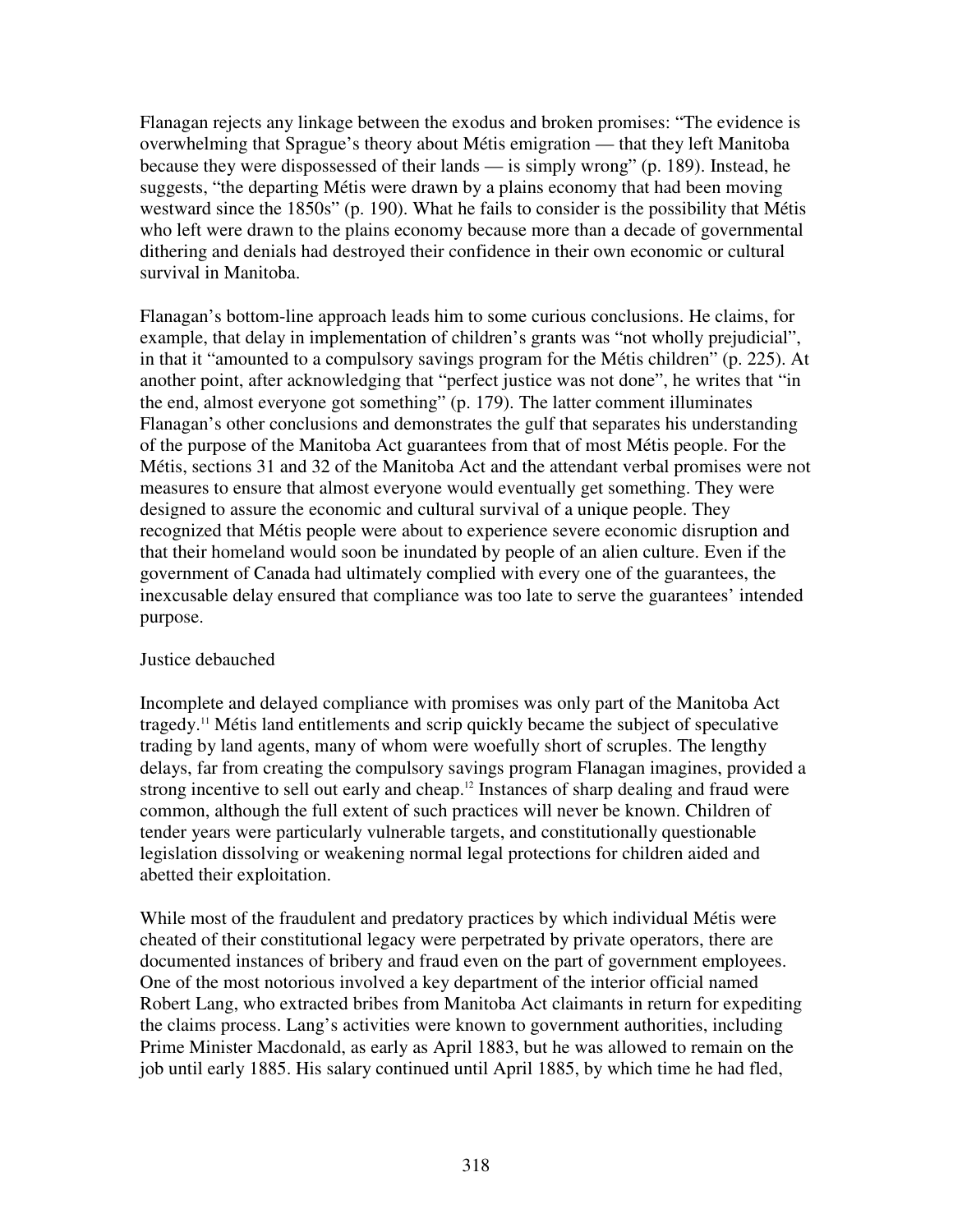Flanagan rejects any linkage between the exodus and broken promises: “The evidence is overwhelming that Sprague’s theory about Métis emigration — that they left Manitoba because they were dispossessed of their lands — is simply wrong” (p. 189). Instead, he suggests, “the departing Métis were drawn by a plains economy that had been moving westward since the 1850s” (p. 190). What he fails to consider is the possibility that Métis who left were drawn to the plains economy because more than a decade of governmental dithering and denials had destroyed their confidence in their own economic or cultural survival in Manitoba.

Flanagan’s bottom-line approach leads him to some curious conclusions. He claims, for example, that delay in implementation of children’s grants was “not wholly prejudicial”, in that it “amounted to a compulsory savings program for the Métis children” (p. 225). At another point, after acknowledging that “perfect justice was not done”, he writes that “in the end, almost everyone got something” (p. 179). The latter comment illuminates Flanagan’s other conclusions and demonstrates the gulf that separates his understanding of the purpose of the Manitoba Act guarantees from that of most Métis people. For the Métis, sections 31 and 32 of the Manitoba Act and the attendant verbal promises were not measures to ensure that almost everyone would eventually get something. They were designed to assure the economic and cultural survival of a unique people. They recognized that Métis people were about to experience severe economic disruption and that their homeland would soon be inundated by people of an alien culture. Even if the government of Canada had ultimately complied with every one of the guarantees, the inexcusable delay ensured that compliance was too late to serve the guarantees’ intended purpose.

## Justice debauched

Incomplete and delayed compliance with promises was only part of the Manitoba Act tragedy.[11] Métis land entitlements and scrip quickly became the subject of speculative trading by land agents, many of whom were woefully short of scruples. The lengthy delays, far from creating the compulsory savings program Flanagan imagines, provided a strong incentive to sell out early and cheap.[12] Instances of sharp dealing and fraud were common, although the full extent of such practices will never be known. Children of tender years were particularly vulnerable targets, and constitutionally questionable legislation dissolving or weakening normal legal protections for children aided and abetted their exploitation.

While most of the fraudulent and predatory practices by which individual Métis were cheated of their constitutional legacy were perpetrated by private operators, there are documented instances of bribery and fraud even on the part of government employees. One of the most notorious involved a key department of the interior official named Robert Lang, who extracted bribes from Manitoba Act claimants in return for expediting the claims process. Lang’s activities were known to government authorities, including Prime Minister Macdonald, as early as April 1883, but he was allowed to remain on the job until early 1885. His salary continued until April 1885, by which time he had fled,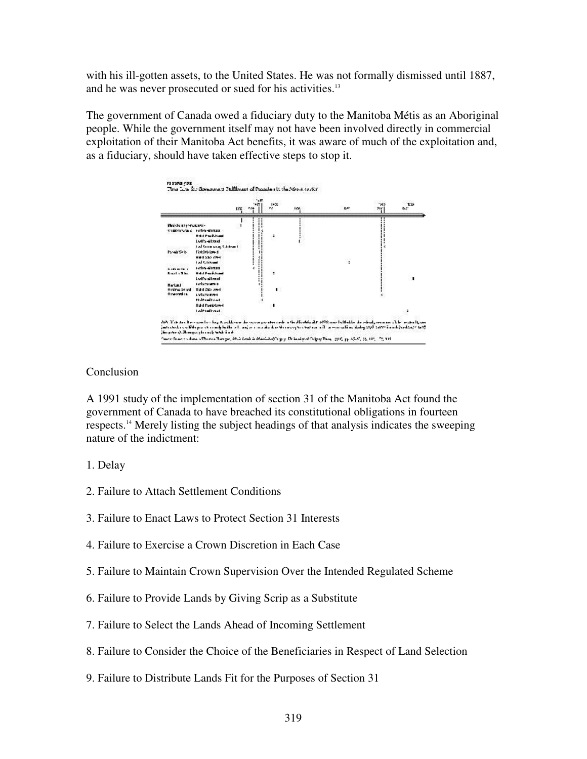with his ill-gotten assets, to the United States. He was not formally dismissed until 1887, and he was never prosecuted or sued for his activities.[13]

The government of Canada owed a fiduciary duty to the Manitoba Métis as an Aboriginal people. While the government itself may not have been involved directly in commercial exploitation of their Manitoba Act benefits, it was aware of much of the exploitation and, as a fiduciary, should have taken effective steps to stop it.

Conclusion

A 1991 study of the implementation of section 31 of the Manitoba Act found the government of Canada to have breached its constitutional obligations in fourteen respects.[14] Merely listing the subject headings of that analysis indicates the sweeping nature of the indictment:

1. Delay

2. Failure to Attach Settlement Conditions

3. Failure to Enact Laws to Protect Section 31 Interests

4. Failure to Exercise a Crown Discretion in Each Case

5. Failure to Maintain Crown Supervision Over the Intended Regulated Scheme

6. Failure to Provide Lands by Giving Scrip as a Substitute

7. Failure to Select the Lands Ahead of Incoming Settlement

8. Failure to Consider the Choice of the Beneficiaries in Respect of Land Selection

9. Failure to Distribute Lands Fit for the Purposes of Section 31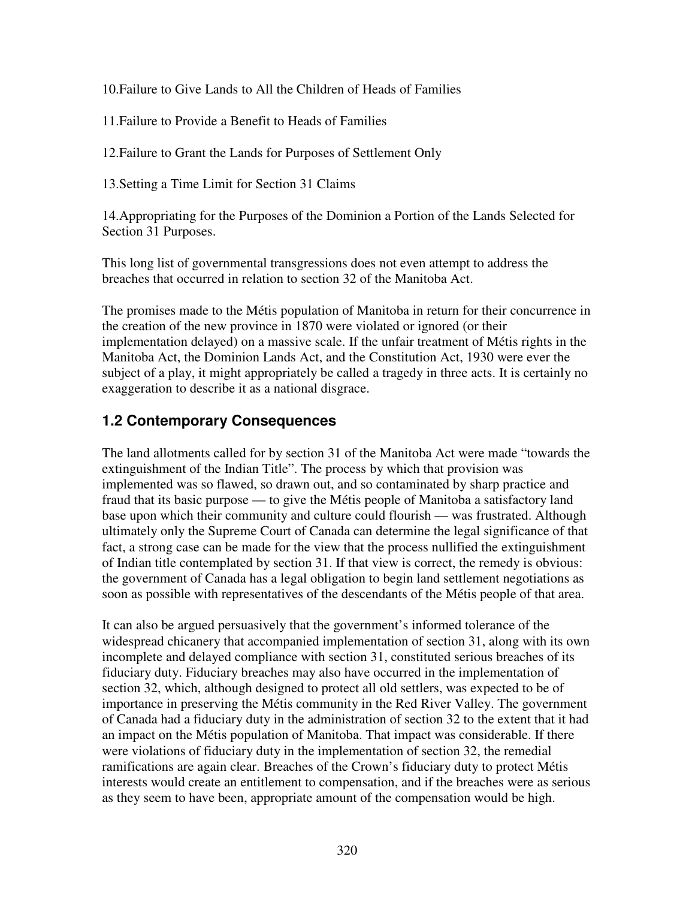10. Failure to Give Lands to All the Children of Heads of Families

11. Failure to Provide a Benefit to Heads of Families

12. Failure to Grant the Lands for Purposes of Settlement Only

13. Setting a Time Limit for Section 31 Claims

14. Appropriating for the Purposes of the Dominion a Portion of the Lands Selected for Section 31 Purposes.

This long list of governmental transgressions does not even attempt to address the breaches that occurred in relation to section 32 of the Manitoba Act.

The promises made to the Métis population of Manitoba in return for their concurrence in the creation of the new province in 1870 were violated or ignored (or their implementation delayed) on a massive scale. If the unfair treatment of Métis rights in the Manitoba Act, the Dominion Lands Act, and the Constitution Act, 1930 were ever the subject of a play, it might appropriately be called a tragedy in three acts. It is certainly no exaggeration to describe it as a national disgrace.

## 1.2 Contemporary Consequences

The land allotments called for by section 31 of the Manitoba Act were made "towards the extinguishment of the Indian Title". The process by which that provision was implemented was so flawed, so drawn out, and so contaminated by sharp practice and fraud that its basic purpose — to give the Métis people of Manitoba a satisfactory land base upon which their community and culture could flourish — was frustrated. Although ultimately only the Supreme Court of Canada can determine the legal significance of that fact, a strong case can be made for the view that the process nullified the extinguishment of Indian title contemplated by section 31. If that view is correct, the remedy is obvious: the government of Canada has a legal obligation to begin land settlement negotiations as soon as possible with representatives of the descendants of the Métis people of that area.

It can also be argued persuasively that the government's informed tolerance of the widespread chicanery that accompanied implementation of section 31, along with its own incomplete and delayed compliance with section 31, constituted serious breaches of its fiduciary duty. Fiduciary breaches may also have occurred in the implementation of section 32, which, although designed to protect all old settlers, was expected to be of importance in preserving the Métis community in the Red River Valley. The government of Canada had a fiduciary duty in the administration of section 32 to the extent that it had an impact on the Métis population of Manitoba. That impact was considerable. If there were violations of fiduciary duty in the implementation of section 32, the remedial ramifications are again clear. Breaches of the Crown's fiduciary duty to protect Métis interests would create an entitlement to compensation, and if the breaches were as serious as they seem to have been, appropriate amount of the compensation would be high.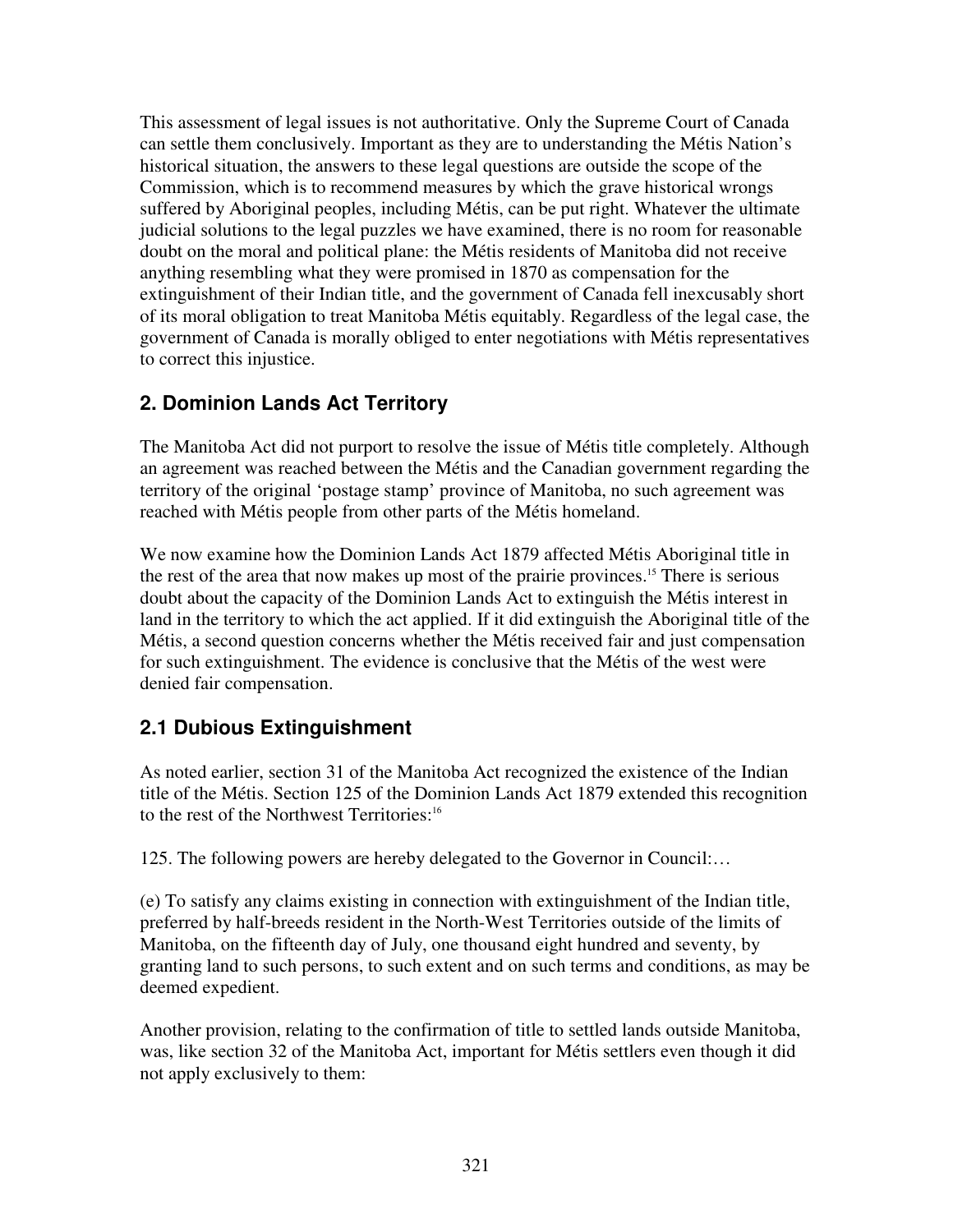This assessment of legal issues is not authoritative. Only the Supreme Court of Canada can settle them conclusively. Important as they are to understanding the Métis Nation's historical situation, the answers to these legal questions are outside the scope of the Commission, which is to recommend measures by which the grave historical wrongs suffered by Aboriginal peoples, including Métis, can be put right. Whatever the ultimate judicial solutions to the legal puzzles we have examined, there is no room for reasonable doubt on the moral and political plane: the Métis residents of Manitoba did not receive anything resembling what they were promised in 1870 as compensation for the extinguishment of their Indian title, and the government of Canada fell inexcusably short of its moral obligation to treat Manitoba Métis equitably. Regardless of the legal case, the government of Canada is morally obliged to enter negotiations with Métis representatives to correct this injustice.

## 2. Dominion Lands Act Territory

The Manitoba Act did not purport to resolve the issue of Métis title completely. Although an agreement was reached between the Métis and the Canadian government regarding the territory of the original 'postage stamp' province of Manitoba, no such agreement was reached with Métis people from other parts of the Métis homeland.

We now examine how the Dominion Lands Act 1879 affected Métis Aboriginal title in the rest of the area that now makes up most of the prairie provinces.[15] There is serious doubt about the capacity of the Dominion Lands Act to extinguish the Métis interest in land in the territory to which the act applied. If it did extinguish the Aboriginal title of the Métis, a second question concerns whether the Métis received fair and just compensation for such extinguishment. The evidence is conclusive that the Métis of the west were denied fair compensation.

## 2.1 Dubious Extinguishment

As noted earlier, section 31 of the Manitoba Act recognized the existence of the Indian title of the Métis. Section 125 of the Dominion Lands Act 1879 extended this recognition to the rest of the Northwest Territories:[16]

125. The following powers are hereby delegated to the Governor in Council:…

(e) To satisfy any claims existing in connection with extinguishment of the Indian title, preferred by half-breeds resident in the North-West Territories outside of the limits of Manitoba, on the fifteenth day of July, one thousand eight hundred and seventy, by granting land to such persons, to such extent and on such terms and conditions, as may be deemed expedient.

Another provision, relating to the confirmation of title to settled lands outside Manitoba, was, like section 32 of the Manitoba Act, important for Métis settlers even though it did not apply exclusively to them: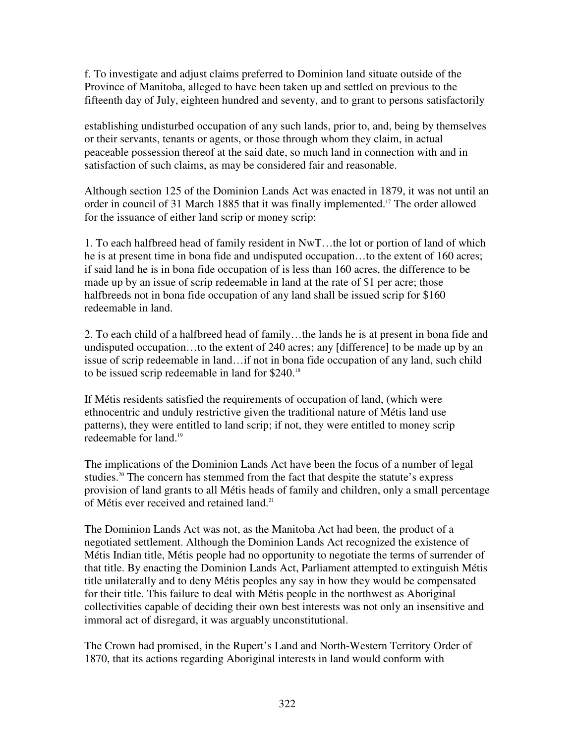f. To investigate and adjust claims preferred to Dominion land situate outside of the Province of Manitoba, alleged to have been taken up and settled on previous to the fifteenth day of July, eighteen hundred and seventy, and to grant to persons satisfactorily establishing undisturbed occupation of any such lands, prior to, and, being by themselves or their servants, tenants or agents, or those through whom they claim, in actual peaceable possession thereof at the said date, so much land in connection with and in satisfaction of such claims, as may be considered fair and reasonable.

Although section 125 of the Dominion Lands Act was enacted in 1879, it was not until an order in council of 31 March 1885 that it was finally implemented.[17] The order allowed for the issuance of either land scrip or money scrip:

1. To each halfbreed head of family resident in NwT…the lot or portion of land of which he is at present time in bona fide and undisputed occupation…to the extent of 160 acres; if said land he is in bona fide occupation of is less than 160 acres, the difference to be made up by an issue of scrip redeemable in land at the rate of $1 per acre; those halfbreeds not in bona fide occupation of any land shall be issued scrip for $160 redeemable in land.

2. To each child of a halfbreed head of family…the lands he is at present in bona fide and undisputed occupation…to the extent of 240 acres; any [difference] to be made up by an issue of scrip redeemable in land…if not in bona fide occupation of any land, such child to be issued scrip redeemable in land for $240.[18]

If Métis residents satisfied the requirements of occupation of land, (which were ethnocentric and unduly restrictive given the traditional nature of Métis land use patterns), they were entitled to land scrip; if not, they were entitled to money scrip redeemable for land.[19]

The implications of the Dominion Lands Act have been the focus of a number of legal studies.[20] The concern has stemmed from the fact that despite the statute's express provision of land grants to all Métis heads of family and children, only a small percentage of Métis ever received and retained land.[21]

The Dominion Lands Act was not, as the Manitoba Act had been, the product of a negotiated settlement. Although the Dominion Lands Act recognized the existence of Métis Indian title, Métis people had no opportunity to negotiate the terms of surrender of that title. By enacting the Dominion Lands Act, Parliament attempted to extinguish Métis title unilaterally and to deny Métis peoples any say in how they would be compensated for their title. This failure to deal with Métis people in the northwest as Aboriginal collectivities capable of deciding their own best interests was not only an insensitive and immoral act of disregard, it was arguably unconstitutional.

The Crown had promised, in the Rupert's Land and North-Western Territory Order of 1870, that its actions regarding Aboriginal interests in land would conform with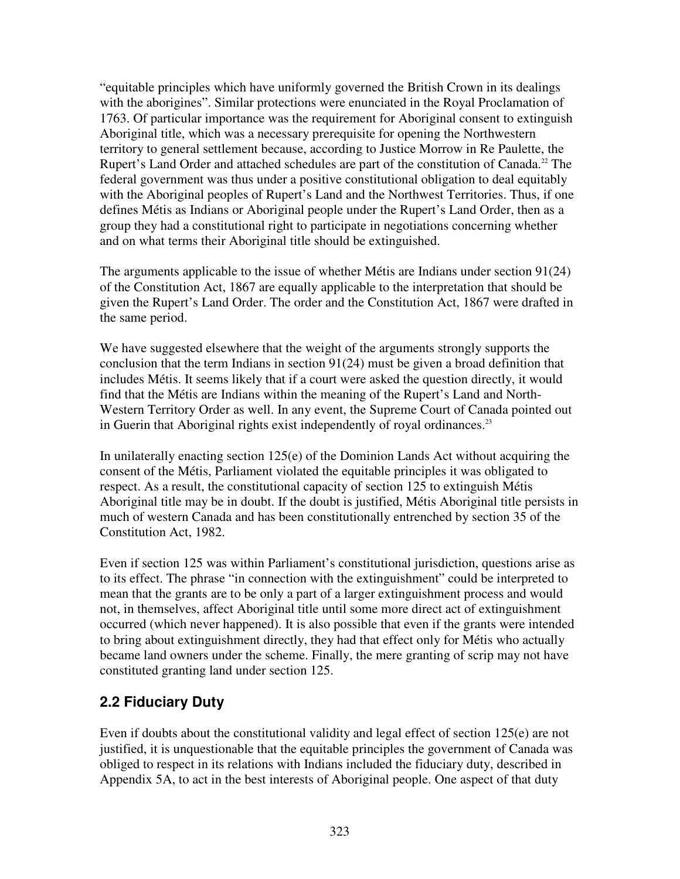"equitable principles which have uniformly governed the British Crown in its dealings with the aborigines". Similar protections were enunciated in the Royal Proclamation of 1763. Of particular importance was the requirement for Aboriginal consent to extinguish Aboriginal title, which was a necessary prerequisite for opening the Northwestern territory to general settlement because, according to Justice Morrow in Re Paulette, the Rupert's Land Order and attached schedules are part of the constitution of Canada.[22] The federal government was thus under a positive constitutional obligation to deal equitably with the Aboriginal peoples of Rupert's Land and the Northwest Territories. Thus, if one defines Métis as Indians or Aboriginal people under the Rupert's Land Order, then as a group they had a constitutional right to participate in negotiations concerning whether and on what terms their Aboriginal title should be extinguished.

The arguments applicable to the issue of whether Métis are Indians under section 91(24) of the Constitution Act, 1867 are equally applicable to the interpretation that should be given the Rupert's Land Order. The order and the Constitution Act, 1867 were drafted in the same period.

We have suggested elsewhere that the weight of the arguments strongly supports the conclusion that the term Indians in section 91(24) must be given a broad definition that includes Métis. It seems likely that if a court were asked the question directly, it would find that the Métis are Indians within the meaning of the Rupert's Land and North-Western Territory Order as well. In any event, the Supreme Court of Canada pointed out in Guerin that Aboriginal rights exist independently of royal ordinances.[23]

In unilaterally enacting section 125(e) of the Dominion Lands Act without acquiring the consent of the Métis, Parliament violated the equitable principles it was obligated to respect. As a result, the constitutional capacity of section 125 to extinguish Métis Aboriginal title may be in doubt. If the doubt is justified, Métis Aboriginal title persists in much of western Canada and has been constitutionally entrenched by section 35 of the Constitution Act, 1982.

Even if section 125 was within Parliament's constitutional jurisdiction, questions arise as to its effect. The phrase "in connection with the extinguishment" could be interpreted to mean that the grants are to be only a part of a larger extinguishment process and would not, in themselves, affect Aboriginal title until some more direct act of extinguishment occurred (which never happened). It is also possible that even if the grants were intended to bring about extinguishment directly, they had that effect only for Métis who actually became land owners under the scheme. Finally, the mere granting of scrip may not have constituted granting land under section 125.

## 2.2 Fiduciary Duty

Even if doubts about the constitutional validity and legal effect of section 125(e) are not justified, it is unquestionable that the equitable principles the government of Canada was obliged to respect in its relations with Indians included the fiduciary duty, described in Appendix 5A, to act in the best interests of Aboriginal people. One aspect of that duty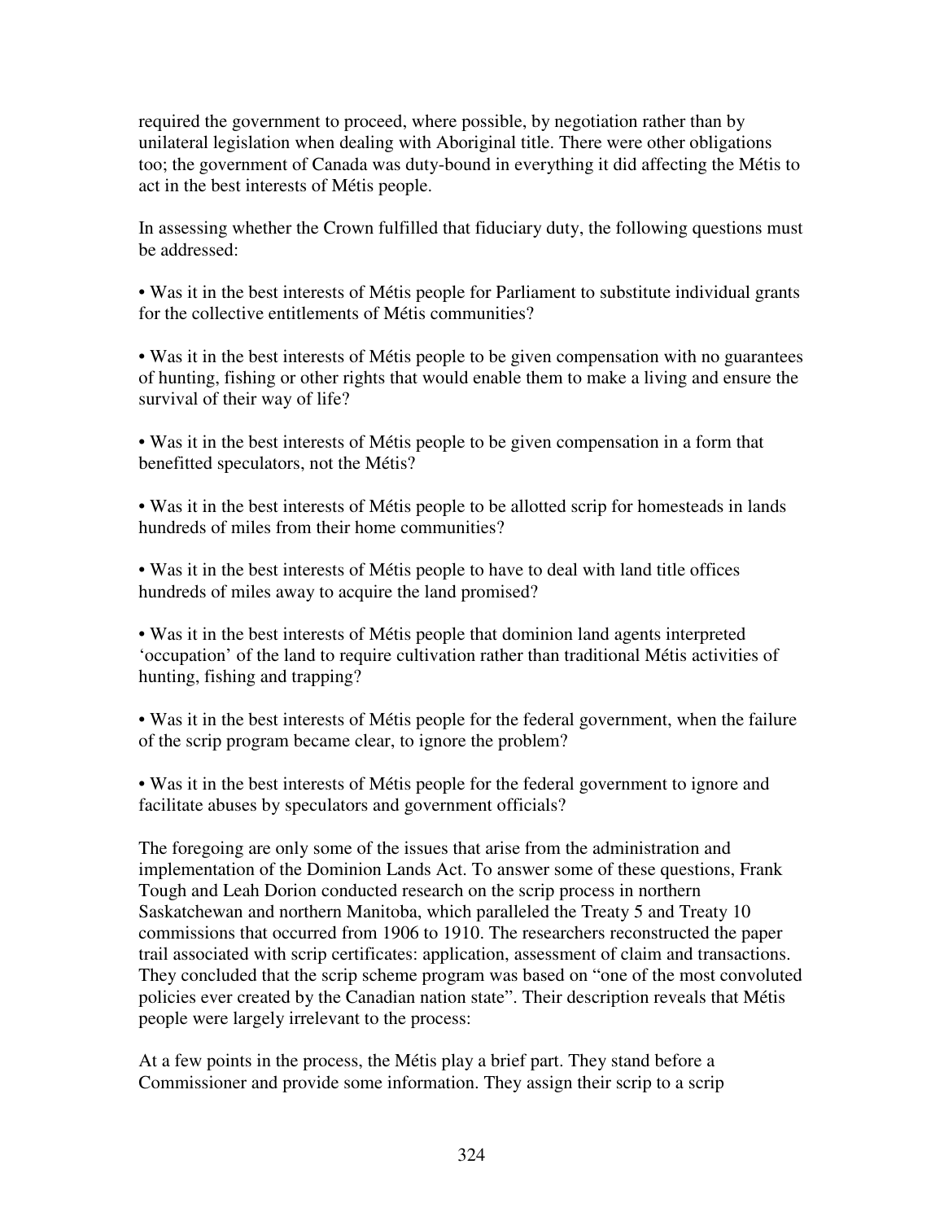required the government to proceed, where possible, by negotiation rather than by unilateral legislation when dealing with Aboriginal title. There were other obligations too; the government of Canada was duty-bound in everything it did affecting the Métis to act in the best interests of Métis people.

In assessing whether the Crown fulfilled that fiduciary duty, the following questions must be addressed:

- Was it in the best interests of Métis people for Parliament to substitute individual grants for the collective entitlements of Métis communities?

- Was it in the best interests of Métis people to be given compensation with no guarantees of hunting, fishing or other rights that would enable them to make a living and ensure the survival of their way of life?

- Was it in the best interests of Métis people to be given compensation in a form that benefitted speculators, not the Métis?

- Was it in the best interests of Métis people to be allotted scrip for homesteads in lands hundreds of miles from their home communities?

- Was it in the best interests of Métis people to have to deal with land title offices hundreds of miles away to acquire the land promised?

- Was it in the best interests of Métis people that dominion land agents interpreted 'occupation' of the land to require cultivation rather than traditional Métis activities of hunting, fishing and trapping?

- Was it in the best interests of Métis people for the federal government, when the failure of the scrip program became clear, to ignore the problem?

- Was it in the best interests of Métis people for the federal government to ignore and facilitate abuses by speculators and government officials?

The foregoing are only some of the issues that arise from the administration and implementation of the Dominion Lands Act. To answer some of these questions, Frank Tough and Leah Dorion conducted research on the scrip process in northern Saskatchewan and northern Manitoba, which paralleled the Treaty 5 and Treaty 10 commissions that occurred from 1906 to 1910. The researchers reconstructed the paper trail associated with scrip certificates: application, assessment of claim and transactions. They concluded that the scrip scheme program was based on "one of the most convoluted policies ever created by the Canadian nation state". Their description reveals that Métis people were largely irrelevant to the process:

At a few points in the process, the Métis play a brief part. They stand before a Commissioner and provide some information. They assign their scrip to a scrip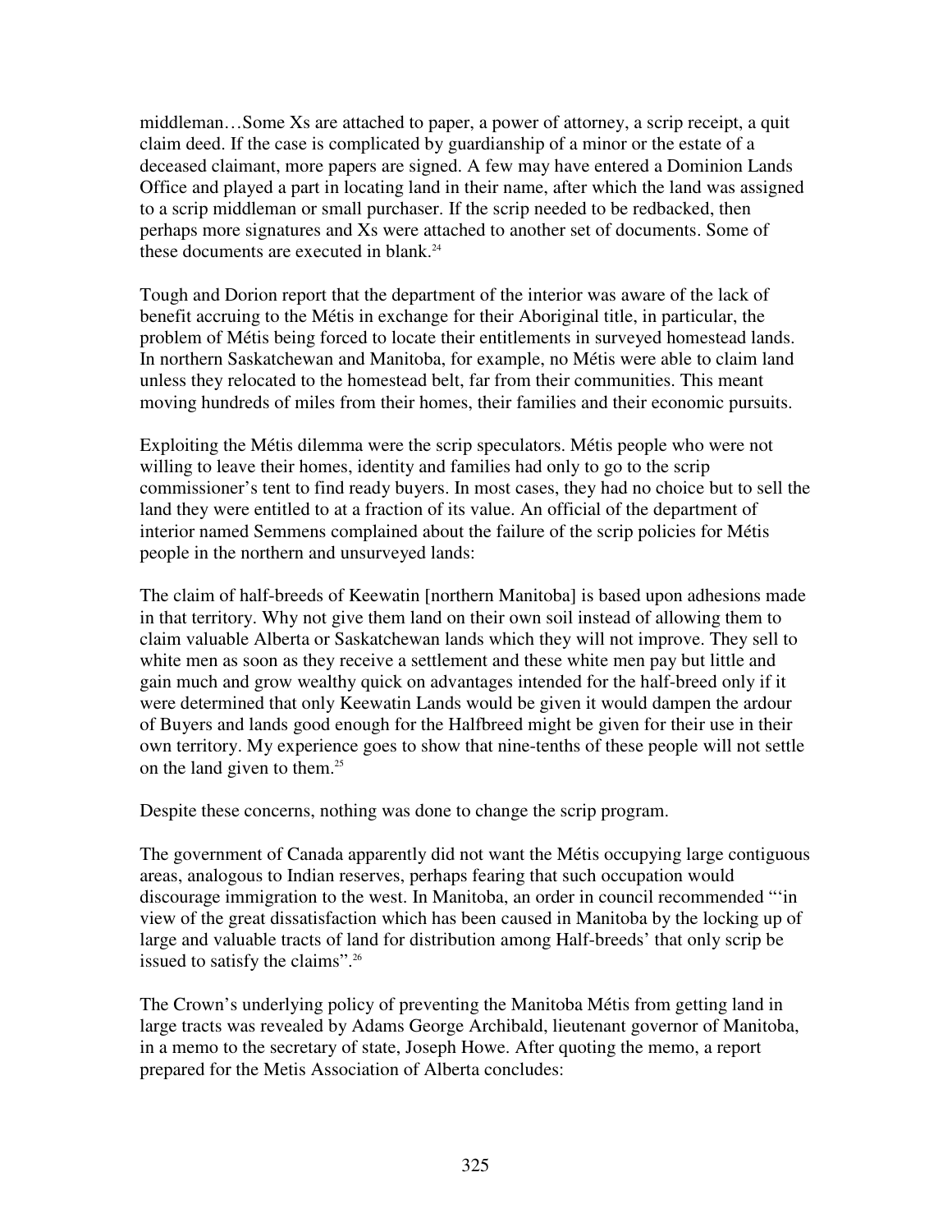middleman…Some Xs are attached to paper, a power of attorney, a scrip receipt, a quit claim deed. If the case is complicated by guardianship of a minor or the estate of a deceased claimant, more papers are signed. A few may have entered a Dominion Lands Office and played a part in locating land in their name, after which the land was assigned to a scrip middleman or small purchaser. If the scrip needed to be redbacked, then perhaps more signatures and Xs were attached to another set of documents. Some of these documents are executed in blank.[24]

Tough and Dorion report that the department of the interior was aware of the lack of benefit accruing to the Métis in exchange for their Aboriginal title, in particular, the problem of Métis being forced to locate their entitlements in surveyed homestead lands. In northern Saskatchewan and Manitoba, for example, no Métis were able to claim land unless they relocated to the homestead belt, far from their communities. This meant moving hundreds of miles from their homes, their families and their economic pursuits.

Exploiting the Métis dilemma were the scrip speculators. Métis people who were not willing to leave their homes, identity and families had only to go to the scrip commissioner's tent to find ready buyers. In most cases, they had no choice but to sell the land they were entitled to at a fraction of its value. An official of the department of interior named Semmens complained about the failure of the scrip policies for Métis people in the northern and unsurveyed lands:

The claim of half-breeds of Keewatin [northern Manitoba] is based upon adhesions made in that territory. Why not give them land on their own soil instead of allowing them to claim valuable Alberta or Saskatchewan lands which they will not improve. They sell to white men as soon as they receive a settlement and these white men pay but little and gain much and grow wealthy quick on advantages intended for the half-breed only if it were determined that only Keewatin Lands would be given it would dampen the ardour of Buyers and lands good enough for the Halfbreed might be given for their use in their own territory. My experience goes to show that nine-tenths of these people will not settle on the land given to them.[25]

Despite these concerns, nothing was done to change the scrip program.

The government of Canada apparently did not want the Métis occupying large contiguous areas, analogous to Indian reserves, perhaps fearing that such occupation would discourage immigration to the west. In Manitoba, an order in council recommended "'in view of the great dissatisfaction which has been caused in Manitoba by the locking up of large and valuable tracts of land for distribution among Half-breeds' that only scrip be issued to satisfy the claims".[26]

The Crown's underlying policy of preventing the Manitoba Métis from getting land in large tracts was revealed by Adams George Archibald, lieutenant governor of Manitoba, in a memo to the secretary of state, Joseph Howe. After quoting the memo, a report prepared for the Metis Association of Alberta concludes: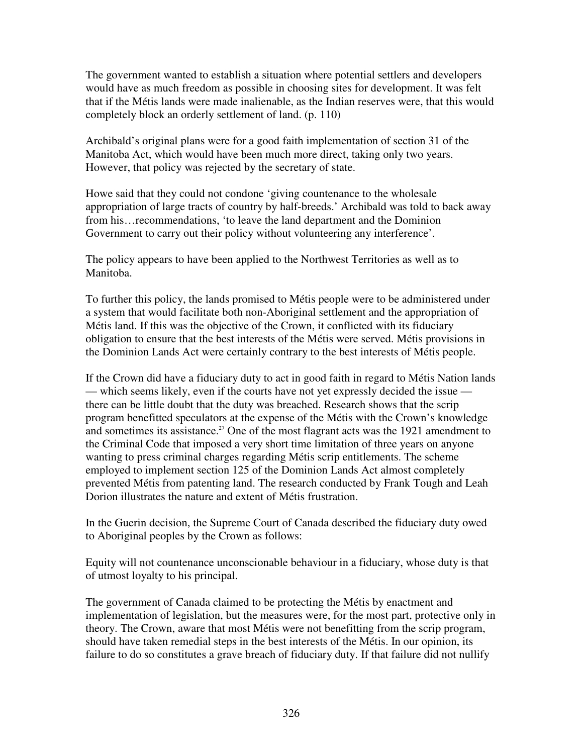The government wanted to establish a situation where potential settlers and developers would have as much freedom as possible in choosing sites for development. It was felt that if the Métis lands were made inalienable, as the Indian reserves were, that this would completely block an orderly settlement of land. (p. 110)

Archibald's original plans were for a good faith implementation of section 31 of the Manitoba Act, which would have been much more direct, taking only two years. However, that policy was rejected by the secretary of state.

Howe said that they could not condone 'giving countenance to the wholesale appropriation of large tracts of country by half-breeds.' Archibald was told to back away from his…recommendations, 'to leave the land department and the Dominion Government to carry out their policy without volunteering any interference'.

The policy appears to have been applied to the Northwest Territories as well as to Manitoba.

To further this policy, the lands promised to Métis people were to be administered under a system that would facilitate both non-Aboriginal settlement and the appropriation of Métis land. If this was the objective of the Crown, it conflicted with its fiduciary obligation to ensure that the best interests of the Métis were served. Métis provisions in the Dominion Lands Act were certainly contrary to the best interests of Métis people.

If the Crown did have a fiduciary duty to act in good faith in regard to Métis Nation lands — which seems likely, even if the courts have not yet expressly decided the issue — there can be little doubt that the duty was breached. Research shows that the scrip program benefitted speculators at the expense of the Métis with the Crown's knowledge and sometimes its assistance.[27] One of the most flagrant acts was the 1921 amendment to the Criminal Code that imposed a very short time limitation of three years on anyone wanting to press criminal charges regarding Métis scrip entitlements. The scheme employed to implement section 125 of the Dominion Lands Act almost completely prevented Métis from patenting land. The research conducted by Frank Tough and Leah Dorion illustrates the nature and extent of Métis frustration.

In the Guerin decision, the Supreme Court of Canada described the fiduciary duty owed to Aboriginal peoples by the Crown as follows:

Equity will not countenance unconscionable behaviour in a fiduciary, whose duty is that of utmost loyalty to his principal.

The government of Canada claimed to be protecting the Métis by enactment and implementation of legislation, but the measures were, for the most part, protective only in theory. The Crown, aware that most Métis were not benefitting from the scrip program, should have taken remedial steps in the best interests of the Métis. In our opinion, its failure to do so constitutes a grave breach of fiduciary duty. If that failure did not nullify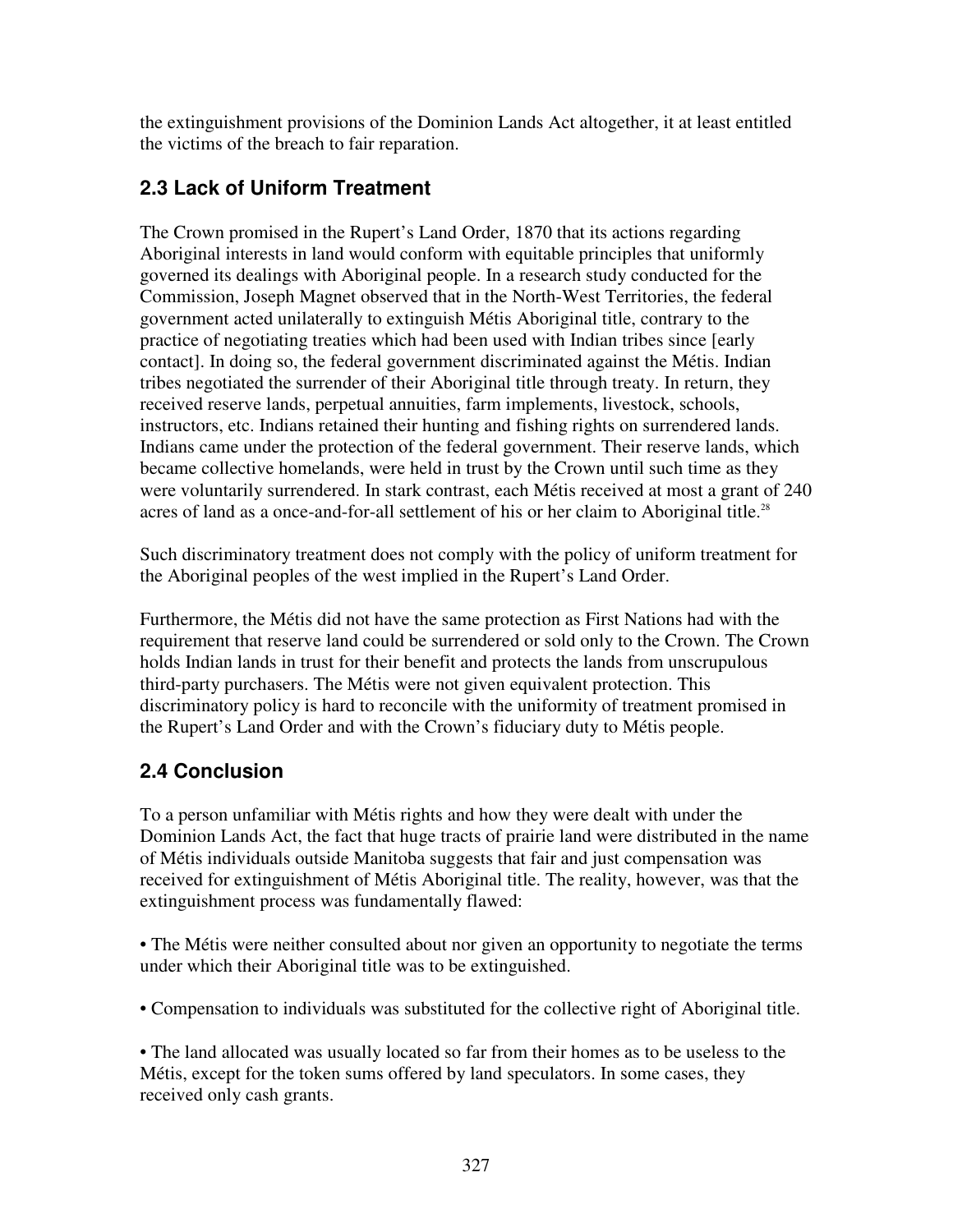the extinguishment provisions of the Dominion Lands Act altogether, it at least entitled the victims of the breach to fair reparation.

## 2.3 Lack of Uniform Treatment

The Crown promised in the Rupert's Land Order, 1870 that its actions regarding Aboriginal interests in land would conform with equitable principles that uniformly governed its dealings with Aboriginal people. In a research study conducted for the Commission, Joseph Magnet observed that in the North-West Territories, the federal government acted unilaterally to extinguish Métis Aboriginal title, contrary to the practice of negotiating treaties which had been used with Indian tribes since [early contact]. In doing so, the federal government discriminated against the Métis. Indian tribes negotiated the surrender of their Aboriginal title through treaty. In return, they received reserve lands, perpetual annuities, farm implements, livestock, schools, instructors, etc. Indians retained their hunting and fishing rights on surrendered lands. Indians came under the protection of the federal government. Their reserve lands, which became collective homelands, were held in trust by the Crown until such time as they were voluntarily surrendered. In stark contrast, each Métis received at most a grant of 240 acres of land as a once-and-for-all settlement of his or her claim to Aboriginal title.[28]

Such discriminatory treatment does not comply with the policy of uniform treatment for the Aboriginal peoples of the west implied in the Rupert's Land Order.

Furthermore, the Métis did not have the same protection as First Nations had with the requirement that reserve land could be surrendered or sold only to the Crown. The Crown holds Indian lands in trust for their benefit and protects the lands from unscrupulous third-party purchasers. The Métis were not given equivalent protection. This discriminatory policy is hard to reconcile with the uniformity of treatment promised in the Rupert's Land Order and with the Crown's fiduciary duty to Métis people.

## 2.4 Conclusion

To a person unfamiliar with Métis rights and how they were dealt with under the Dominion Lands Act, the fact that huge tracts of prairie land were distributed in the name of Métis individuals outside Manitoba suggests that fair and just compensation was received for extinguishment of Métis Aboriginal title. The reality, however, was that the extinguishment process was fundamentally flawed:

- The Métis were neither consulted about nor given an opportunity to negotiate the terms under which their Aboriginal title was to be extinguished.

- Compensation to individuals was substituted for the collective right of Aboriginal title.

- The land allocated was usually located so far from their homes as to be useless to the Métis, except for the token sums offered by land speculators. In some cases, they received only cash grants.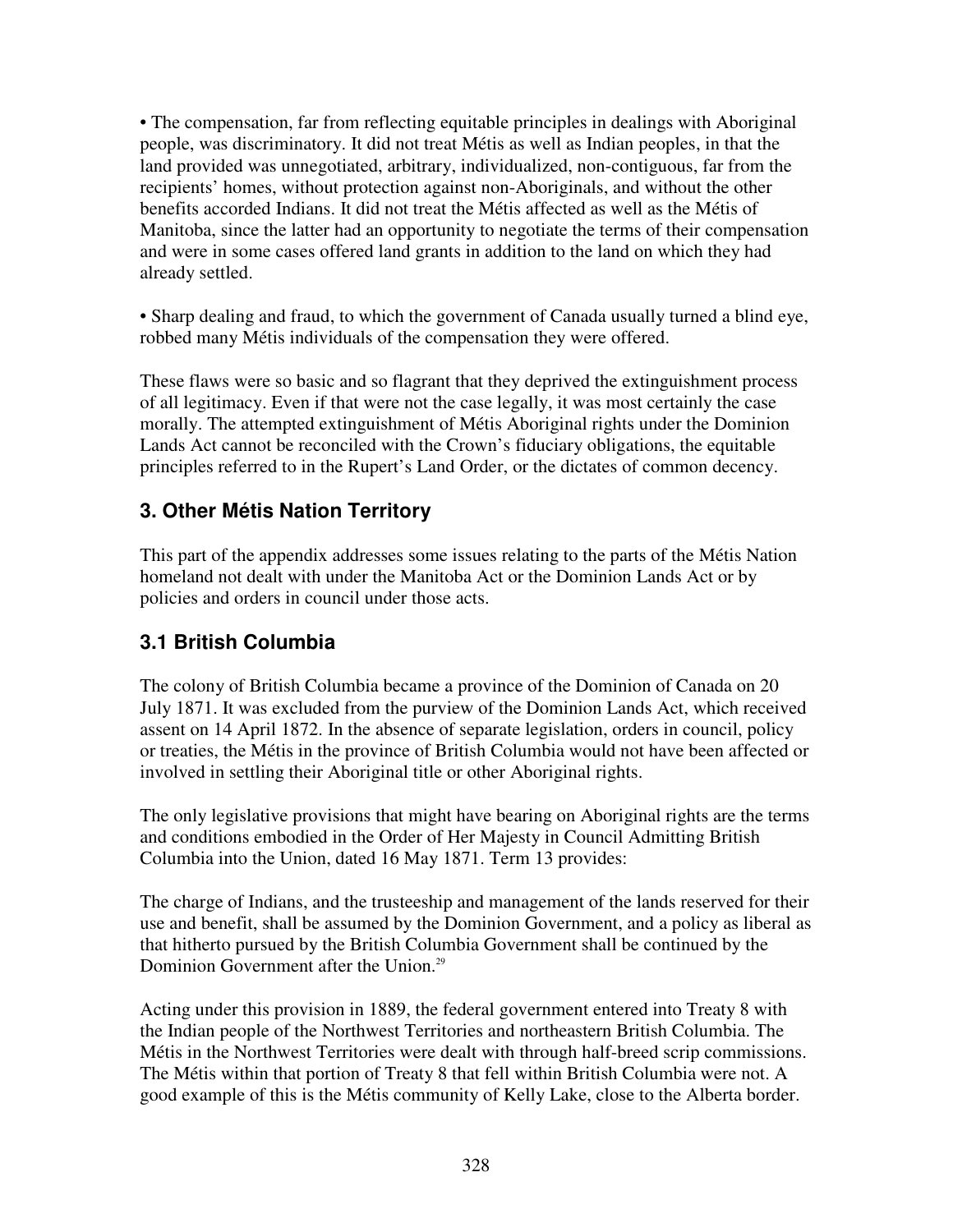• The compensation, far from reflecting equitable principles in dealings with Aboriginal people, was discriminatory. It did not treat Métis as well as Indian peoples, in that the land provided was unnegotiated, arbitrary, individualized, non-contiguous, far from the recipients' homes, without protection against non-Aboriginals, and without the other benefits accorded Indians. It did not treat the Métis affected as well as the Métis of Manitoba, since the latter had an opportunity to negotiate the terms of their compensation and were in some cases offered land grants in addition to the land on which they had already settled.

• Sharp dealing and fraud, to which the government of Canada usually turned a blind eye, robbed many Métis individuals of the compensation they were offered.

These flaws were so basic and so flagrant that they deprived the extinguishment process of all legitimacy. Even if that were not the case legally, it was most certainly the case morally. The attempted extinguishment of Métis Aboriginal rights under the Dominion Lands Act cannot be reconciled with the Crown's fiduciary obligations, the equitable principles referred to in the Rupert's Land Order, or the dictates of common decency.

## 3. Other Métis Nation Territory

This part of the appendix addresses some issues relating to the parts of the Métis Nation homeland not dealt with under the Manitoba Act or the Dominion Lands Act or by policies and orders in council under those acts.

## 3.1 British Columbia

The colony of British Columbia became a province of the Dominion of Canada on 20 July 1871. It was excluded from the purview of the Dominion Lands Act, which received assent on 14 April 1872. In the absence of separate legislation, orders in council, policy or treaties, the Métis in the province of British Columbia would not have been affected or involved in settling their Aboriginal title or other Aboriginal rights.

The only legislative provisions that might have bearing on Aboriginal rights are the terms and conditions embodied in the Order of Her Majesty in Council Admitting British Columbia into the Union, dated 16 May 1871. Term 13 provides:

The charge of Indians, and the trusteeship and management of the lands reserved for their use and benefit, shall be assumed by the Dominion Government, and a policy as liberal as that hitherto pursued by the British Columbia Government shall be continued by the Dominion Government after the Union.[29]

Acting under this provision in 1889, the federal government entered into Treaty 8 with the Indian people of the Northwest Territories and northeastern British Columbia. The Métis in the Northwest Territories were dealt with through half-breed scrip commissions. The Métis within that portion of Treaty 8 that fell within British Columbia were not. A good example of this is the Métis community of Kelly Lake, close to the Alberta border.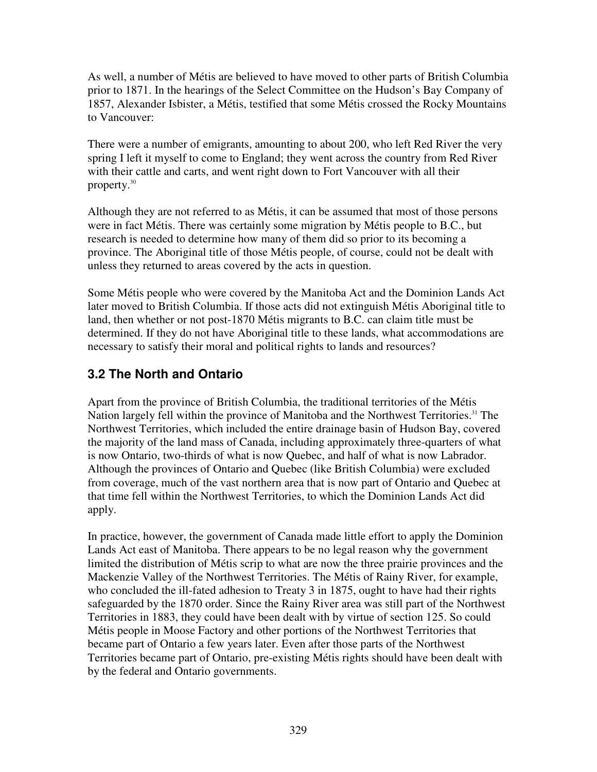As well, a number of Métis are believed to have moved to other parts of British Columbia prior to 1871. In the hearings of the Select Committee on the Hudson's Bay Company of 1857, Alexander Isbister, a Métis, testified that some Métis crossed the Rocky Mountains to Vancouver:

There were a number of emigrants, amounting to about 200, who left Red River the very spring I left it myself to come to England; they went across the country from Red River with their cattle and carts, and went right down to Fort Vancouver with all their property.[30]

Although they are not referred to as Métis, it can be assumed that most of those persons were in fact Métis. There was certainly some migration by Métis people to B.C., but research is needed to determine how many of them did so prior to its becoming a province. The Aboriginal title of those Métis people, of course, could not be dealt with unless they returned to areas covered by the acts in question.

Some Métis people who were covered by the Manitoba Act and the Dominion Lands Act later moved to British Columbia. If those acts did not extinguish Métis Aboriginal title to land, then whether or not post-1870 Métis migrants to B.C. can claim title must be determined. If they do not have Aboriginal title to these lands, what accommodations are necessary to satisfy their moral and political rights to lands and resources?

## 3.2 The North and Ontario

Apart from the province of British Columbia, the traditional territories of the Métis Nation largely fell within the province of Manitoba and the Northwest Territories.[31] The Northwest Territories, which included the entire drainage basin of Hudson Bay, covered the majority of the land mass of Canada, including approximately three-quarters of what is now Ontario, two-thirds of what is now Quebec, and half of what is now Labrador. Although the provinces of Ontario and Quebec (like British Columbia) were excluded from coverage, much of the vast northern area that is now part of Ontario and Quebec at that time fell within the Northwest Territories, to which the Dominion Lands Act did apply.

In practice, however, the government of Canada made little effort to apply the Dominion Lands Act east of Manitoba. There appears to be no legal reason why the government limited the distribution of Métis scrip to what are now the three prairie provinces and the Mackenzie Valley of the Northwest Territories. The Métis of Rainy River, for example, who concluded the ill-fated adhesion to Treaty 3 in 1875, ought to have had their rights safeguarded by the 1870 order. Since the Rainy River area was still part of the Northwest Territories in 1883, they could have been dealt with by virtue of section 125. So could Métis people in Moose Factory and other portions of the Northwest Territories that became part of Ontario a few years later. Even after those parts of the Northwest Territories became part of Ontario, pre-existing Métis rights should have been dealt with by the federal and Ontario governments.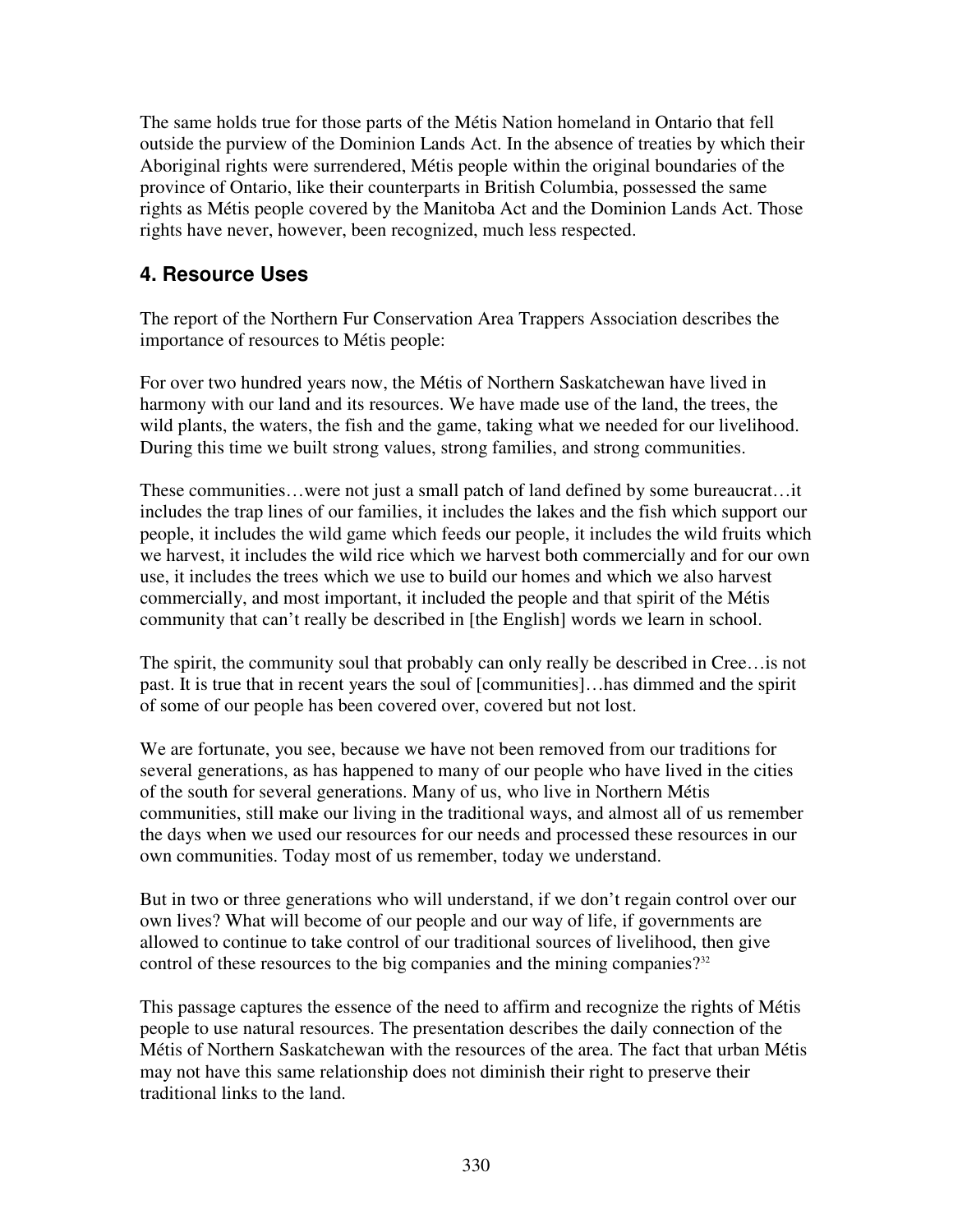The same holds true for those parts of the Métis Nation homeland in Ontario that fell outside the purview of the Dominion Lands Act. In the absence of treaties by which their Aboriginal rights were surrendered, Métis people within the original boundaries of the province of Ontario, like their counterparts in British Columbia, possessed the same rights as Métis people covered by the Manitoba Act and the Dominion Lands Act. Those rights have never, however, been recognized, much less respected.

## 4. Resource Uses

The report of the Northern Fur Conservation Area Trappers Association describes the importance of resources to Métis people:

For over two hundred years now, the Métis of Northern Saskatchewan have lived in harmony with our land and its resources. We have made use of the land, the trees, the wild plants, the waters, the fish and the game, taking what we needed for our livelihood. During this time we built strong values, strong families, and strong communities.

These communities…were not just a small patch of land defined by some bureaucrat…it includes the trap lines of our families, it includes the lakes and the fish which support our people, it includes the wild game which feeds our people, it includes the wild fruits which we harvest, it includes the wild rice which we harvest both commercially and for our own use, it includes the trees which we use to build our homes and which we also harvest commercially, and most important, it included the people and that spirit of the Métis community that can't really be described in [the English] words we learn in school.

The spirit, the community soul that probably can only really be described in Cree…is not past. It is true that in recent years the soul of [communities]…has dimmed and the spirit of some of our people has been covered over, covered but not lost.

We are fortunate, you see, because we have not been removed from our traditions for several generations, as has happened to many of our people who have lived in the cities of the south for several generations. Many of us, who live in Northern Métis communities, still make our living in the traditional ways, and almost all of us remember the days when we used our resources for our needs and processed these resources in our own communities. Today most of us remember, today we understand.

But in two or three generations who will understand, if we don't regain control over our own lives? What will become of our people and our way of life, if governments are allowed to continue to take control of our traditional sources of livelihood, then give control of these resources to the big companies and the mining companies?[32]

This passage captures the essence of the need to affirm and recognize the rights of Métis people to use natural resources. The presentation describes the daily connection of the Métis of Northern Saskatchewan with the resources of the area. The fact that urban Métis may not have this same relationship does not diminish their right to preserve their traditional links to the land.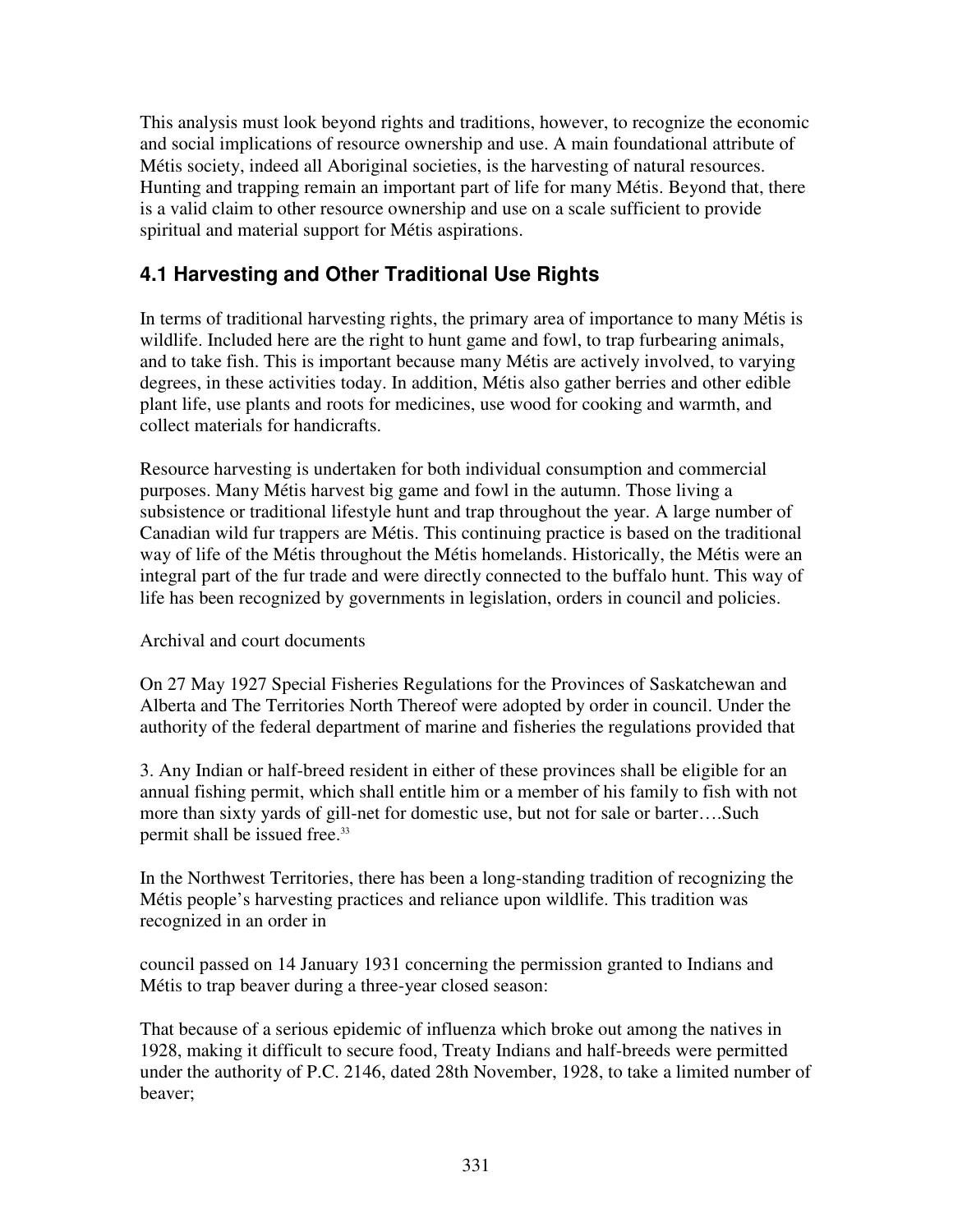This analysis must look beyond rights and traditions, however, to recognize the economic and social implications of resource ownership and use. A main foundational attribute of Métis society, indeed all Aboriginal societies, is the harvesting of natural resources. Hunting and trapping remain an important part of life for many Métis. Beyond that, there is a valid claim to other resource ownership and use on a scale sufficient to provide spiritual and material support for Métis aspirations.

## 4.1 Harvesting and Other Traditional Use Rights

In terms of traditional harvesting rights, the primary area of importance to many Métis is wildlife. Included here are the right to hunt game and fowl, to trap furbearing animals, and to take fish. This is important because many Métis are actively involved, to varying degrees, in these activities today. In addition, Métis also gather berries and other edible plant life, use plants and roots for medicines, use wood for cooking and warmth, and collect materials for handicrafts.

Resource harvesting is undertaken for both individual consumption and commercial purposes. Many Métis harvest big game and fowl in the autumn. Those living a subsistence or traditional lifestyle hunt and trap throughout the year. A large number of Canadian wild fur trappers are Métis. This continuing practice is based on the traditional way of life of the Métis throughout the Métis homelands. Historically, the Métis were an integral part of the fur trade and were directly connected to the buffalo hunt. This way of life has been recognized by governments in legislation, orders in council and policies.

Archival and court documents

On 27 May 1927 Special Fisheries Regulations for the Provinces of Saskatchewan and Alberta and The Territories North Thereof were adopted by order in council. Under the authority of the federal department of marine and fisheries the regulations provided that

3. Any Indian or half-breed resident in either of these provinces shall be eligible for an annual fishing permit, which shall entitle him or a member of his family to fish with not more than sixty yards of gill-net for domestic use, but not for sale or barter….Such permit shall be issued free.[33]

In the Northwest Territories, there has been a long-standing tradition of recognizing the Métis people's harvesting practices and reliance upon wildlife. This tradition was recognized in an order in council passed on 14 January 1931 concerning the permission granted to Indians and Métis to trap beaver during a three-year closed season:

That because of a serious epidemic of influenza which broke out among the natives in 1928, making it difficult to secure food, Treaty Indians and half-breeds were permitted under the authority of P.C. 2146, dated 28th November, 1928, to take a limited number of beaver;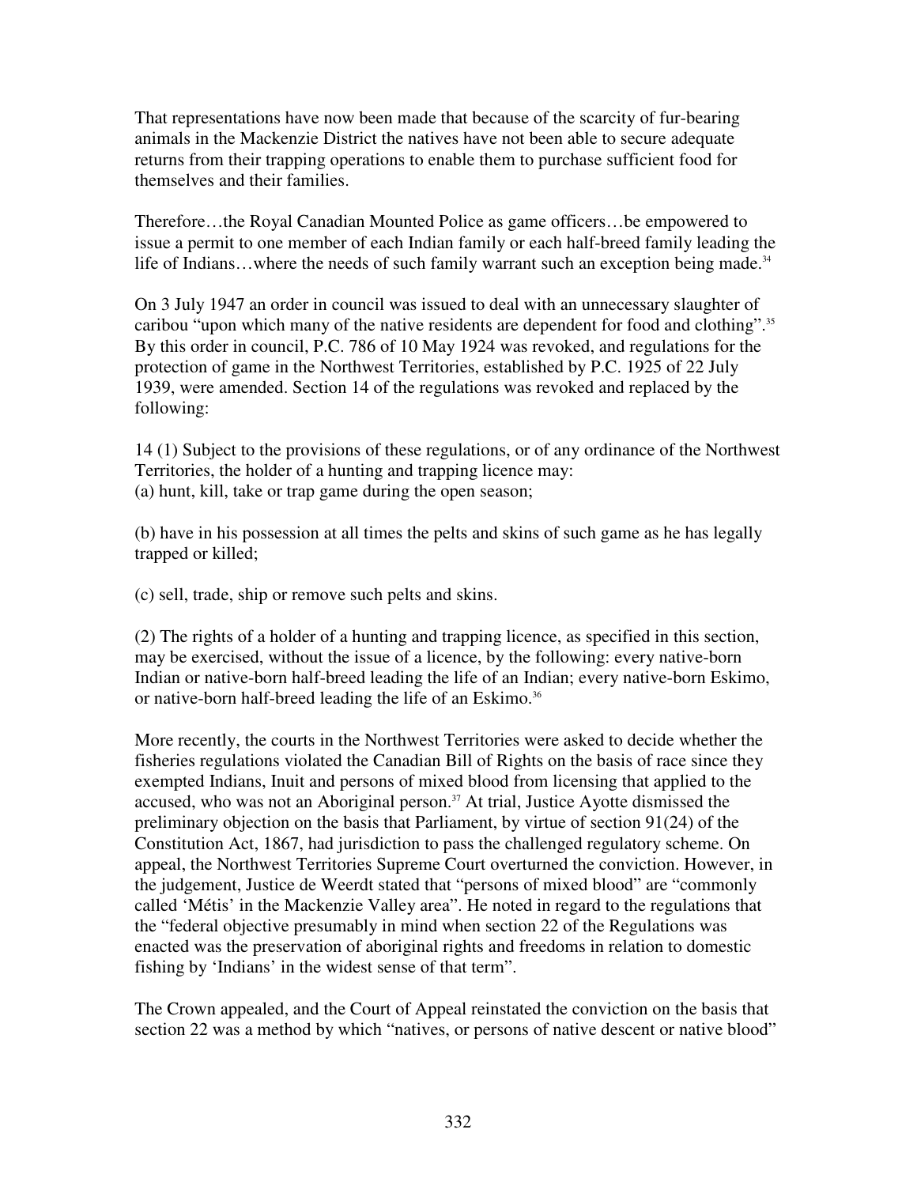That representations have now been made that because of the scarcity of fur-bearing animals in the Mackenzie District the natives have not been able to secure adequate returns from their trapping operations to enable them to purchase sufficient food for themselves and their families.

Therefore…the Royal Canadian Mounted Police as game officers…be empowered to issue a permit to one member of each Indian family or each half-breed family leading the life of Indians…where the needs of such family warrant such an exception being made.[34]

On 3 July 1947 an order in council was issued to deal with an unnecessary slaughter of caribou "upon which many of the native residents are dependent for food and clothing".[35] By this order in council, P.C. 786 of 10 May 1924 was revoked, and regulations for the protection of game in the Northwest Territories, established by P.C. 1925 of 22 July 1939, were amended. Section 14 of the regulations was revoked and replaced by the following:

14 (1) Subject to the provisions of these regulations, or of any ordinance of the Northwest Territories, the holder of a hunting and trapping licence may:
(a) hunt, kill, take or trap game during the open season;

(b) have in his possession at all times the pelts and skins of such game as he has legally trapped or killed;

(c) sell, trade, ship or remove such pelts and skins.

(2) The rights of a holder of a hunting and trapping licence, as specified in this section, may be exercised, without the issue of a licence, by the following: every native-born Indian or native-born half-breed leading the life of an Indian; every native-born Eskimo, or native-born half-breed leading the life of an Eskimo.[36]

More recently, the courts in the Northwest Territories were asked to decide whether the fisheries regulations violated the Canadian Bill of Rights on the basis of race since they exempted Indians, Inuit and persons of mixed blood from licensing that applied to the accused, who was not an Aboriginal person.[37] At trial, Justice Ayotte dismissed the preliminary objection on the basis that Parliament, by virtue of section 91(24) of the Constitution Act, 1867, had jurisdiction to pass the challenged regulatory scheme. On appeal, the Northwest Territories Supreme Court overturned the conviction. However, in the judgement, Justice de Weerdt stated that "persons of mixed blood" are "commonly called 'Métis' in the Mackenzie Valley area". He noted in regard to the regulations that the "federal objective presumably in mind when section 22 of the Regulations was enacted was the preservation of aboriginal rights and freedoms in relation to domestic fishing by 'Indians' in the widest sense of that term".

The Crown appealed, and the Court of Appeal reinstated the conviction on the basis that section 22 was a method by which "natives, or persons of native descent or native blood"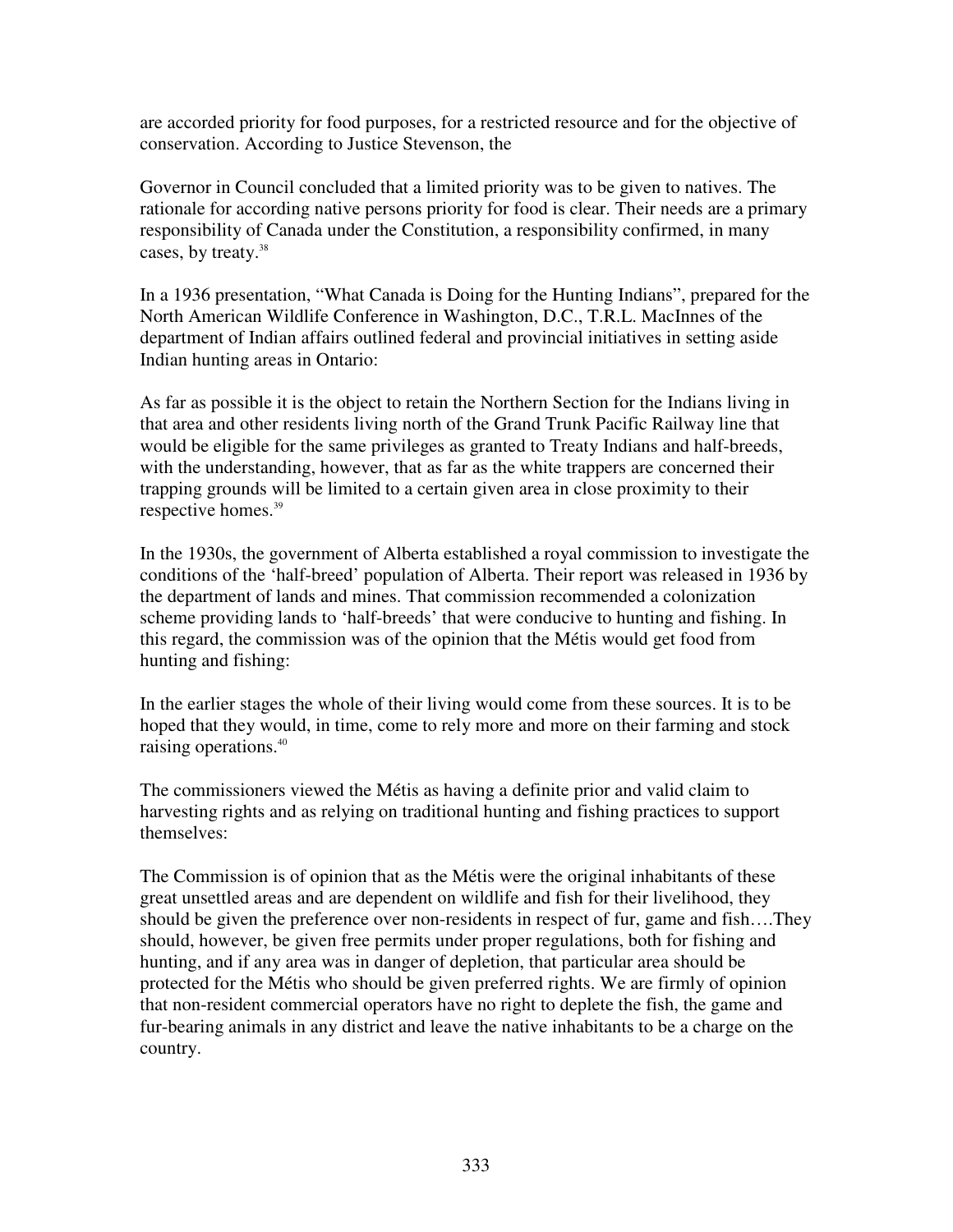are accorded priority for food purposes, for a restricted resource and for the objective of conservation. According to Justice Stevenson, the

Governor in Council concluded that a limited priority was to be given to natives. The rationale for according native persons priority for food is clear. Their needs are a primary responsibility of Canada under the Constitution, a responsibility confirmed, in many cases, by treaty.[38]

In a 1936 presentation, "What Canada is Doing for the Hunting Indians", prepared for the North American Wildlife Conference in Washington, D.C., T.R.L. MacInnes of the department of Indian affairs outlined federal and provincial initiatives in setting aside Indian hunting areas in Ontario:

As far as possible it is the object to retain the Northern Section for the Indians living in that area and other residents living north of the Grand Trunk Pacific Railway line that would be eligible for the same privileges as granted to Treaty Indians and half-breeds, with the understanding, however, that as far as the white trappers are concerned their trapping grounds will be limited to a certain given area in close proximity to their respective homes.[39]

In the 1930s, the government of Alberta established a royal commission to investigate the conditions of the 'half-breed' population of Alberta. Their report was released in 1936 by the department of lands and mines. That commission recommended a colonization scheme providing lands to 'half-breeds' that were conducive to hunting and fishing. In this regard, the commission was of the opinion that the Métis would get food from hunting and fishing:

In the earlier stages the whole of their living would come from these sources. It is to be hoped that they would, in time, come to rely more and more on their farming and stock raising operations.[40]

The commissioners viewed the Métis as having a definite prior and valid claim to harvesting rights and as relying on traditional hunting and fishing practices to support themselves:

The Commission is of opinion that as the Métis were the original inhabitants of these great unsettled areas and are dependent on wildlife and fish for their livelihood, they should be given the preference over non-residents in respect of fur, game and fish….They should, however, be given free permits under proper regulations, both for fishing and hunting, and if any area was in danger of depletion, that particular area should be protected for the Métis who should be given preferred rights. We are firmly of opinion that non-resident commercial operators have no right to deplete the fish, the game and fur-bearing animals in any district and leave the native inhabitants to be a charge on the country.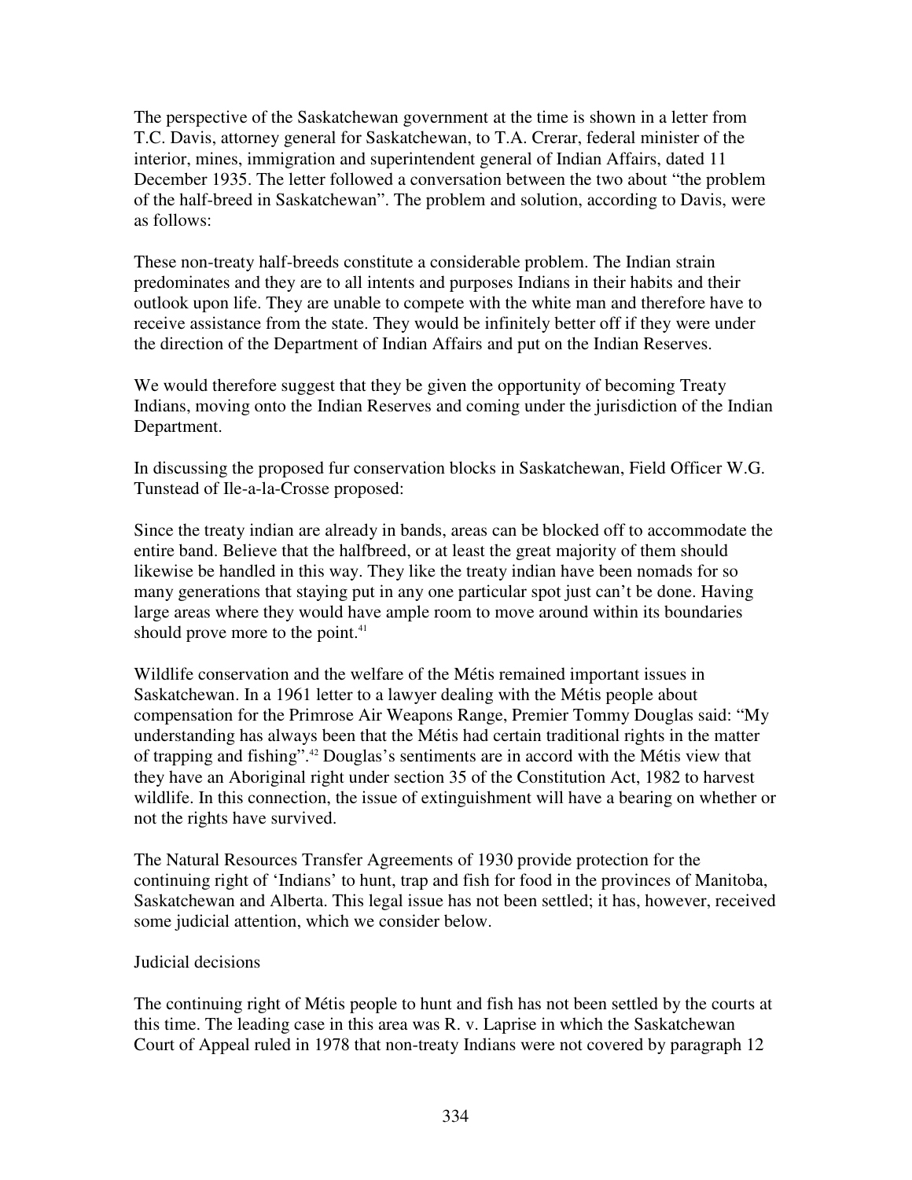The perspective of the Saskatchewan government at the time is shown in a letter from T.C. Davis, attorney general for Saskatchewan, to T.A. Crerar, federal minister of the interior, mines, immigration and superintendent general of Indian Affairs, dated 11 December 1935. The letter followed a conversation between the two about "the problem of the half-breed in Saskatchewan". The problem and solution, according to Davis, were as follows:

These non-treaty half-breeds constitute a considerable problem. The Indian strain predominates and they are to all intents and purposes Indians in their habits and their outlook upon life. They are unable to compete with the white man and therefore have to receive assistance from the state. They would be infinitely better off if they were under the direction of the Department of Indian Affairs and put on the Indian Reserves.

We would therefore suggest that they be given the opportunity of becoming Treaty Indians, moving onto the Indian Reserves and coming under the jurisdiction of the Indian Department.

In discussing the proposed fur conservation blocks in Saskatchewan, Field Officer W.G. Tunstead of Ile-a-la-Crosse proposed:

Since the treaty indian are already in bands, areas can be blocked off to accommodate the entire band. Believe that the halfbreed, or at least the great majority of them should likewise be handled in this way. They like the treaty indian have been nomads for so many generations that staying put in any one particular spot just can't be done. Having large areas where they would have ample room to move around within its boundaries should prove more to the point.[41]

Wildlife conservation and the welfare of the Métis remained important issues in Saskatchewan. In a 1961 letter to a lawyer dealing with the Métis people about compensation for the Primrose Air Weapons Range, Premier Tommy Douglas said: "My understanding has always been that the Métis had certain traditional rights in the matter of trapping and fishing".[42] Douglas's sentiments are in accord with the Métis view that they have an Aboriginal right under section 35 of the Constitution Act, 1982 to harvest wildlife. In this connection, the issue of extinguishment will have a bearing on whether or not the rights have survived.

The Natural Resources Transfer Agreements of 1930 provide protection for the continuing right of 'Indians' to hunt, trap and fish for food in the provinces of Manitoba, Saskatchewan and Alberta. This legal issue has not been settled; it has, however, received some judicial attention, which we consider below.

## Judicial decisions

The continuing right of Métis people to hunt and fish has not been settled by the courts at this time. The leading case in this area was R. v. Laprise in which the Saskatchewan Court of Appeal ruled in 1978 that non-treaty Indians were not covered by paragraph 12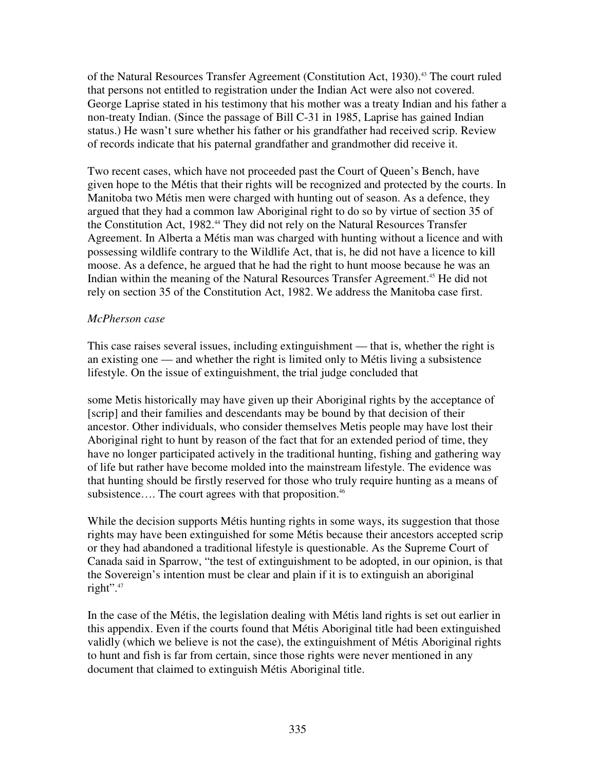of the Natural Resources Transfer Agreement (Constitution Act, 1930).[43] The court ruled that persons not entitled to registration under the Indian Act were also not covered. George Laprise stated in his testimony that his mother was a treaty Indian and his father a non-treaty Indian. (Since the passage of Bill C-31 in 1985, Laprise has gained Indian status.) He wasn't sure whether his father or his grandfather had received scrip. Review of records indicate that his paternal grandfather and grandmother did receive it.

Two recent cases, which have not proceeded past the Court of Queen's Bench, have given hope to the Métis that their rights will be recognized and protected by the courts. In Manitoba two Métis men were charged with hunting out of season. As a defence, they argued that they had a common law Aboriginal right to do so by virtue of section 35 of the Constitution Act, 1982.[44] They did not rely on the Natural Resources Transfer Agreement. In Alberta a Métis man was charged with hunting without a licence and with possessing wildlife contrary to the Wildlife Act, that is, he did not have a licence to kill moose. As a defence, he argued that he had the right to hunt moose because he was an Indian within the meaning of the Natural Resources Transfer Agreement.[45] He did not rely on section 35 of the Constitution Act, 1982. We address the Manitoba case first.

*McPherson case*

This case raises several issues, including extinguishment — that is, whether the right is an existing one — and whether the right is limited only to Métis living a subsistence lifestyle. On the issue of extinguishment, the trial judge concluded that

some Metis historically may have given up their Aboriginal rights by the acceptance of [scrip] and their families and descendants may be bound by that decision of their ancestor. Other individuals, who consider themselves Metis people may have lost their Aboriginal right to hunt by reason of the fact that for an extended period of time, they have no longer participated actively in the traditional hunting, fishing and gathering way of life but rather have become molded into the mainstream lifestyle. The evidence was that hunting should be firstly reserved for those who truly require hunting as a means of subsistence…. The court agrees with that proposition.[46]

While the decision supports Métis hunting rights in some ways, its suggestion that those rights may have been extinguished for some Métis because their ancestors accepted scrip or they had abandoned a traditional lifestyle is questionable. As the Supreme Court of Canada said in Sparrow, "the test of extinguishment to be adopted, in our opinion, is that the Sovereign's intention must be clear and plain if it is to extinguish an aboriginal right".[47]

In the case of the Métis, the legislation dealing with Métis land rights is set out earlier in this appendix. Even if the courts found that Métis Aboriginal title had been extinguished validly (which we believe is not the case), the extinguishment of Métis Aboriginal rights to hunt and fish is far from certain, since those rights were never mentioned in any document that claimed to extinguish Métis Aboriginal title.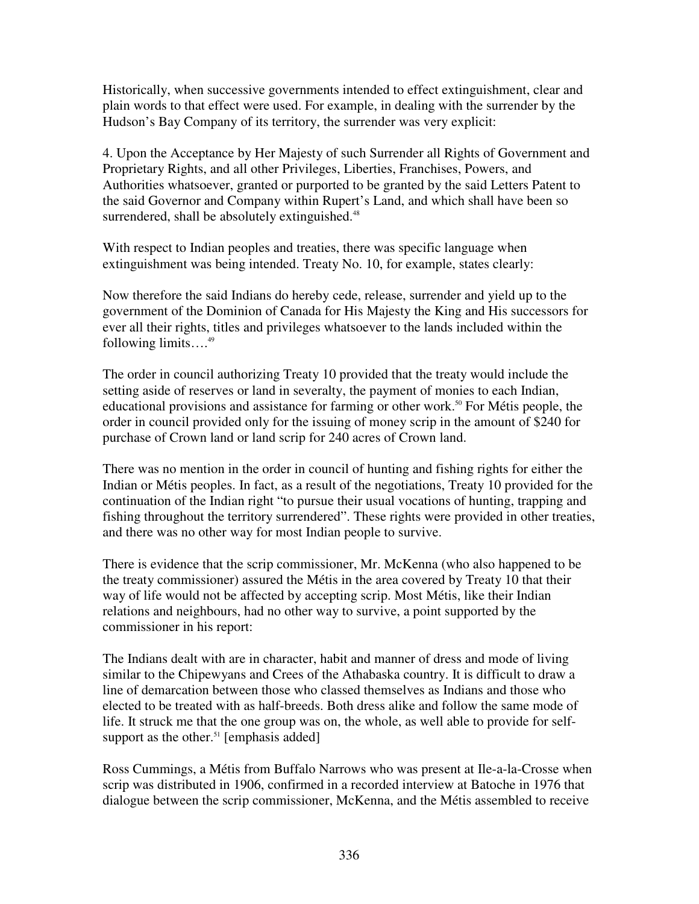Historically, when successive governments intended to effect extinguishment, clear and plain words to that effect were used. For example, in dealing with the surrender by the Hudson's Bay Company of its territory, the surrender was very explicit:

4. Upon the Acceptance by Her Majesty of such Surrender all Rights of Government and Proprietary Rights, and all other Privileges, Liberties, Franchises, Powers, and Authorities whatsoever, granted or purported to be granted by the said Letters Patent to the said Governor and Company within Rupert's Land, and which shall have been so surrendered, shall be absolutely extinguished.[48]

With respect to Indian peoples and treaties, there was specific language when extinguishment was being intended. Treaty No. 10, for example, states clearly:

Now therefore the said Indians do hereby cede, release, surrender and yield up to the government of the Dominion of Canada for His Majesty the King and His successors for ever all their rights, titles and privileges whatsoever to the lands included within the following limits….[49]

The order in council authorizing Treaty 10 provided that the treaty would include the setting aside of reserves or land in severalty, the payment of monies to each Indian, educational provisions and assistance for farming or other work.[50] For Métis people, the order in council provided only for the issuing of money scrip in the amount of $240 for purchase of Crown land or land scrip for 240 acres of Crown land.

There was no mention in the order in council of hunting and fishing rights for either the Indian or Métis peoples. In fact, as a result of the negotiations, Treaty 10 provided for the continuation of the Indian right "to pursue their usual vocations of hunting, trapping and fishing throughout the territory surrendered". These rights were provided in other treaties, and there was no other way for most Indian people to survive.

There is evidence that the scrip commissioner, Mr. McKenna (who also happened to be the treaty commissioner) assured the Métis in the area covered by Treaty 10 that their way of life would not be affected by accepting scrip. Most Métis, like their Indian relations and neighbours, had no other way to survive, a point supported by the commissioner in his report:

The Indians dealt with are in character, habit and manner of dress and mode of living similar to the Chipewyans and Crees of the Athabaska country. It is difficult to draw a line of demarcation between those who classed themselves as Indians and those who elected to be treated with as half-breeds. Both dress alike and follow the same mode of life. It struck me that the one group was on, the whole, as well able to provide for self-support as the other.[51] [emphasis added]

Ross Cummings, a Métis from Buffalo Narrows who was present at Ile-a-la-Crosse when scrip was distributed in 1906, confirmed in a recorded interview at Batoche in 1976 that dialogue between the scrip commissioner, McKenna, and the Métis assembled to receive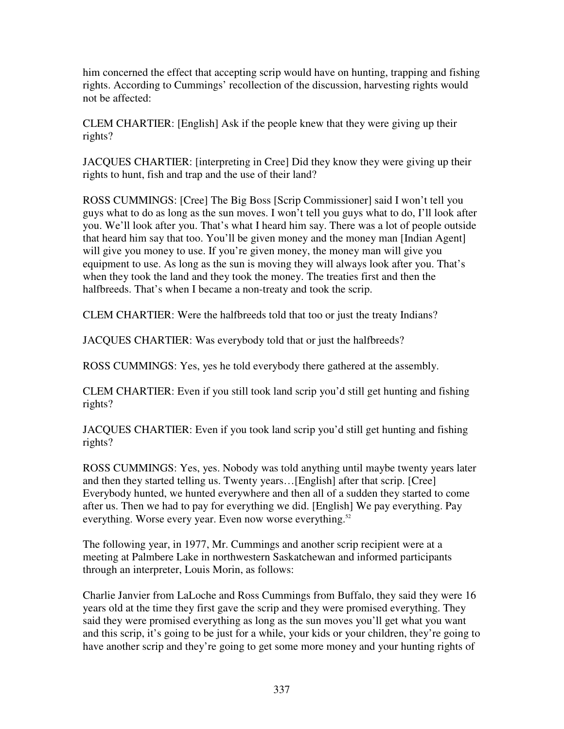him concerned the effect that accepting scrip would have on hunting, trapping and fishing rights. According to Cummings' recollection of the discussion, harvesting rights would not be affected:

CLEM CHARTIER: [English] Ask if the people knew that they were giving up their rights?

JACQUES CHARTIER: [interpreting in Cree] Did they know they were giving up their rights to hunt, fish and trap and the use of their land?

ROSS CUMMINGS: [Cree] The Big Boss [Scrip Commissioner] said I won't tell you guys what to do as long as the sun moves. I won't tell you guys what to do, I'll look after you. We'll look after you. That's what I heard him say. There was a lot of people outside that heard him say that too. You'll be given money and the money man [Indian Agent] will give you money to use. If you're given money, the money man will give you equipment to use. As long as the sun is moving they will always look after you. That's when they took the land and they took the money. The treaties first and then the halfbreeds. That's when I became a non-treaty and took the scrip.

CLEM CHARTIER: Were the halfbreeds told that too or just the treaty Indians?

JACQUES CHARTIER: Was everybody told that or just the halfbreeds?

ROSS CUMMINGS: Yes, yes he told everybody there gathered at the assembly.

CLEM CHARTIER: Even if you still took land scrip you'd still get hunting and fishing rights?

JACQUES CHARTIER: Even if you took land scrip you'd still get hunting and fishing rights?

ROSS CUMMINGS: Yes, yes. Nobody was told anything until maybe twenty years later and then they started telling us. Twenty years…[English] after that scrip. [Cree] Everybody hunted, we hunted everywhere and then all of a sudden they started to come after us. Then we had to pay for everything we did. [English] We pay everything. Pay everything. Worse every year. Even now worse everything.[52]

The following year, in 1977, Mr. Cummings and another scrip recipient were at a meeting at Palmbere Lake in northwestern Saskatchewan and informed participants through an interpreter, Louis Morin, as follows:

Charlie Janvier from LaLoche and Ross Cummings from Buffalo, they said they were 16 years old at the time they first gave the scrip and they were promised everything. They said they were promised everything as long as the sun moves you'll get what you want and this scrip, it's going to be just for a while, your kids or your children, they're going to have another scrip and they're going to get some more money and your hunting rights of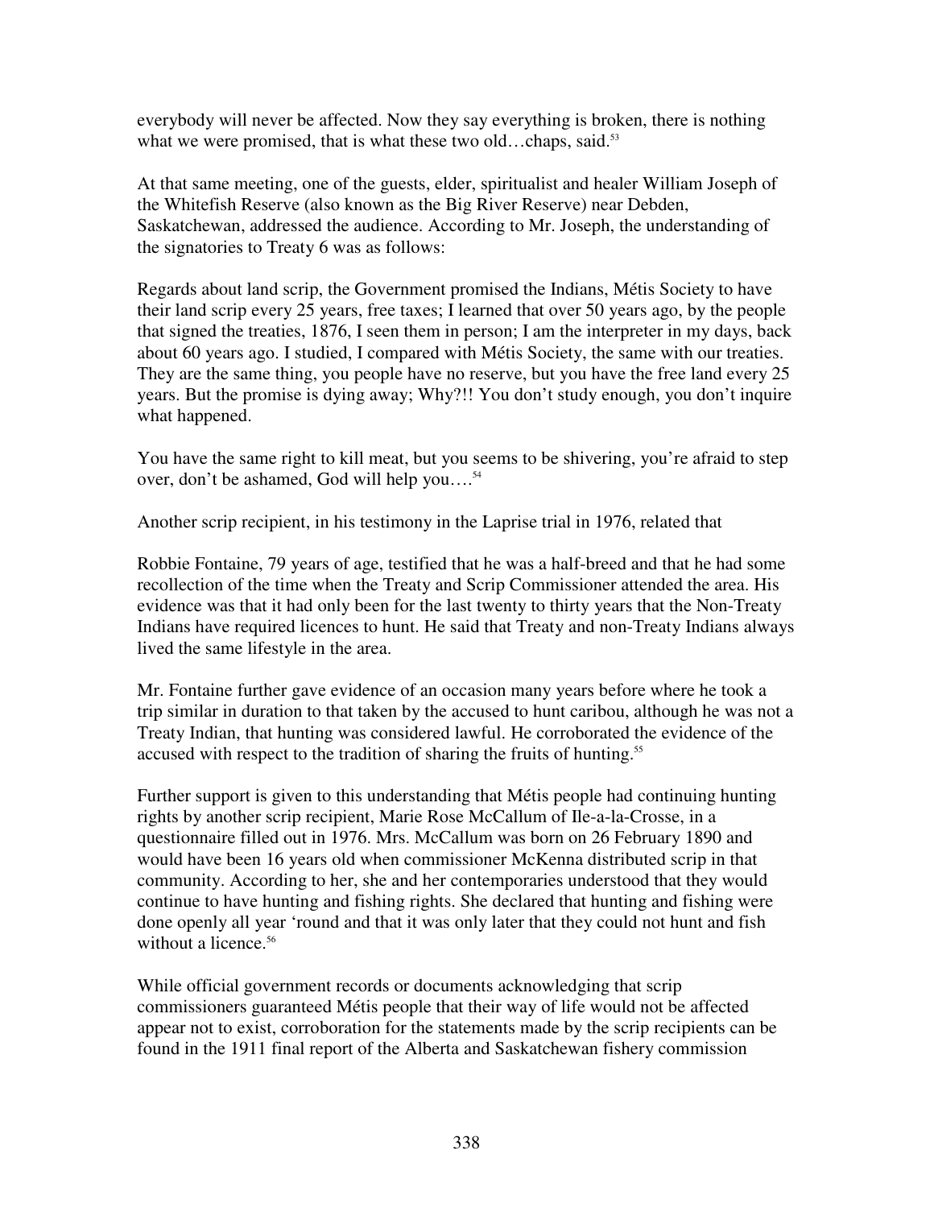everybody will never be affected. Now they say everything is broken, there is nothing what we were promised, that is what these two old…chaps, said.[53]

At that same meeting, one of the guests, elder, spiritualist and healer William Joseph of the Whitefish Reserve (also known as the Big River Reserve) near Debden, Saskatchewan, addressed the audience. According to Mr. Joseph, the understanding of the signatories to Treaty 6 was as follows:

Regards about land scrip, the Government promised the Indians, Métis Society to have their land scrip every 25 years, free taxes; I learned that over 50 years ago, by the people that signed the treaties, 1876, I seen them in person; I am the interpreter in my days, back about 60 years ago. I studied, I compared with Métis Society, the same with our treaties. They are the same thing, you people have no reserve, but you have the free land every 25 years. But the promise is dying away; Why?!! You don't study enough, you don't inquire what happened.

You have the same right to kill meat, but you seems to be shivering, you're afraid to step over, don't be ashamed, God will help you….[54]

Another scrip recipient, in his testimony in the Laprise trial in 1976, related that

Robbie Fontaine, 79 years of age, testified that he was a half-breed and that he had some recollection of the time when the Treaty and Scrip Commissioner attended the area. His evidence was that it had only been for the last twenty to thirty years that the Non-Treaty Indians have required licences to hunt. He said that Treaty and non-Treaty Indians always lived the same lifestyle in the area.

Mr. Fontaine further gave evidence of an occasion many years before where he took a trip similar in duration to that taken by the accused to hunt caribou, although he was not a Treaty Indian, that hunting was considered lawful. He corroborated the evidence of the accused with respect to the tradition of sharing the fruits of hunting.[55]

Further support is given to this understanding that Métis people had continuing hunting rights by another scrip recipient, Marie Rose McCallum of Ile-a-la-Crosse, in a questionnaire filled out in 1976. Mrs. McCallum was born on 26 February 1890 and would have been 16 years old when commissioner McKenna distributed scrip in that community. According to her, she and her contemporaries understood that they would continue to have hunting and fishing rights. She declared that hunting and fishing were done openly all year 'round and that it was only later that they could not hunt and fish without a licence.[56]

While official government records or documents acknowledging that scrip commissioners guaranteed Métis people that their way of life would not be affected appear not to exist, corroboration for the statements made by the scrip recipients can be found in the 1911 final report of the Alberta and Saskatchewan fishery commission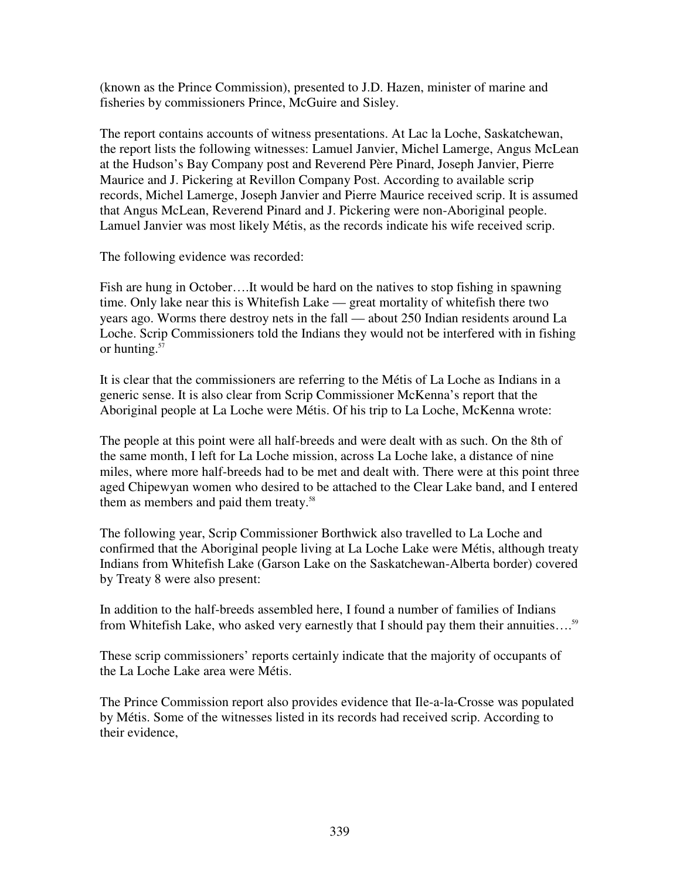(known as the Prince Commission), presented to J.D. Hazen, minister of marine and fisheries by commissioners Prince, McGuire and Sisley.

The report contains accounts of witness presentations. At Lac la Loche, Saskatchewan, the report lists the following witnesses: Lamuel Janvier, Michel Lamerge, Angus McLean at the Hudson's Bay Company post and Reverend Père Pinard, Joseph Janvier, Pierre Maurice and J. Pickering at Revillon Company Post. According to available scrip records, Michel Lamerge, Joseph Janvier and Pierre Maurice received scrip. It is assumed that Angus McLean, Reverend Pinard and J. Pickering were non-Aboriginal people. Lamuel Janvier was most likely Métis, as the records indicate his wife received scrip.

The following evidence was recorded:

Fish are hung in October….It would be hard on the natives to stop fishing in spawning time. Only lake near this is Whitefish Lake — great mortality of whitefish there two years ago. Worms there destroy nets in the fall — about 250 Indian residents around La Loche. Scrip Commissioners told the Indians they would not be interfered with in fishing or hunting.[57]

It is clear that the commissioners are referring to the Métis of La Loche as Indians in a generic sense. It is also clear from Scrip Commissioner McKenna's report that the Aboriginal people at La Loche were Métis. Of his trip to La Loche, McKenna wrote:

The people at this point were all half-breeds and were dealt with as such. On the 8th of the same month, I left for La Loche mission, across La Loche lake, a distance of nine miles, where more half-breeds had to be met and dealt with. There were at this point three aged Chipewyan women who desired to be attached to the Clear Lake band, and I entered them as members and paid them treaty.[58]

The following year, Scrip Commissioner Borthwick also travelled to La Loche and confirmed that the Aboriginal people living at La Loche Lake were Métis, although treaty Indians from Whitefish Lake (Garson Lake on the Saskatchewan-Alberta border) covered by Treaty 8 were also present:

In addition to the half-breeds assembled here, I found a number of families of Indians from Whitefish Lake, who asked very earnestly that I should pay them their annuities….[59]

These scrip commissioners' reports certainly indicate that the majority of occupants of the La Loche Lake area were Métis.

The Prince Commission report also provides evidence that Ile-a-la-Crosse was populated by Métis. Some of the witnesses listed in its records had received scrip. According to their evidence,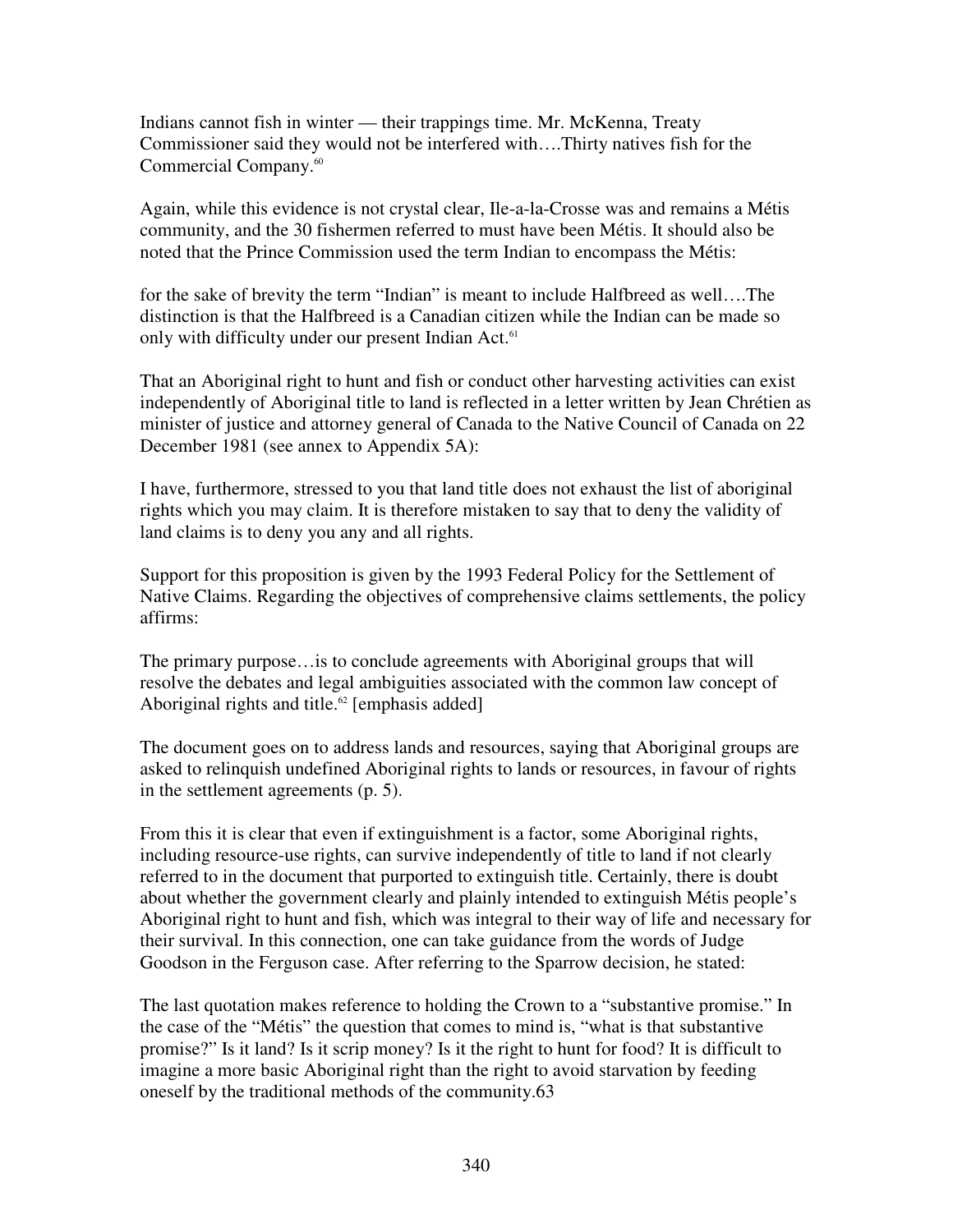Indians cannot fish in winter — their trappings time. Mr. McKenna, Treaty Commissioner said they would not be interfered with….Thirty natives fish for the Commercial Company.[60]

Again, while this evidence is not crystal clear, Ile-a-la-Crosse was and remains a Métis community, and the 30 fishermen referred to must have been Métis. It should also be noted that the Prince Commission used the term Indian to encompass the Métis:

for the sake of brevity the term "Indian" is meant to include Halfbreed as well….The distinction is that the Halfbreed is a Canadian citizen while the Indian can be made so only with difficulty under our present Indian Act.[61]

That an Aboriginal right to hunt and fish or conduct other harvesting activities can exist independently of Aboriginal title to land is reflected in a letter written by Jean Chrétien as minister of justice and attorney general of Canada to the Native Council of Canada on 22 December 1981 (see annex to Appendix 5A):

I have, furthermore, stressed to you that land title does not exhaust the list of aboriginal rights which you may claim. It is therefore mistaken to say that to deny the validity of land claims is to deny you any and all rights.

Support for this proposition is given by the 1993 Federal Policy for the Settlement of Native Claims. Regarding the objectives of comprehensive claims settlements, the policy affirms:

The primary purpose…is to conclude agreements with Aboriginal groups that will resolve the debates and legal ambiguities associated with the common law concept of Aboriginal rights and title.[62] [emphasis added]

The document goes on to address lands and resources, saying that Aboriginal groups are asked to relinquish undefined Aboriginal rights to lands or resources, in favour of rights in the settlement agreements (p. 5).

From this it is clear that even if extinguishment is a factor, some Aboriginal rights, including resource-use rights, can survive independently of title to land if not clearly referred to in the document that purported to extinguish title. Certainly, there is doubt about whether the government clearly and plainly intended to extinguish Métis people's Aboriginal right to hunt and fish, which was integral to their way of life and necessary for their survival. In this connection, one can take guidance from the words of Judge Goodson in the Ferguson case. After referring to the Sparrow decision, he stated:

The last quotation makes reference to holding the Crown to a "substantive promise." In the case of the "Métis" the question that comes to mind is, "what is that substantive promise?" Is it land? Is it scrip money? Is it the right to hunt for food? It is difficult to imagine a more basic Aboriginal right than the right to avoid starvation by feeding oneself by the traditional methods of the community.63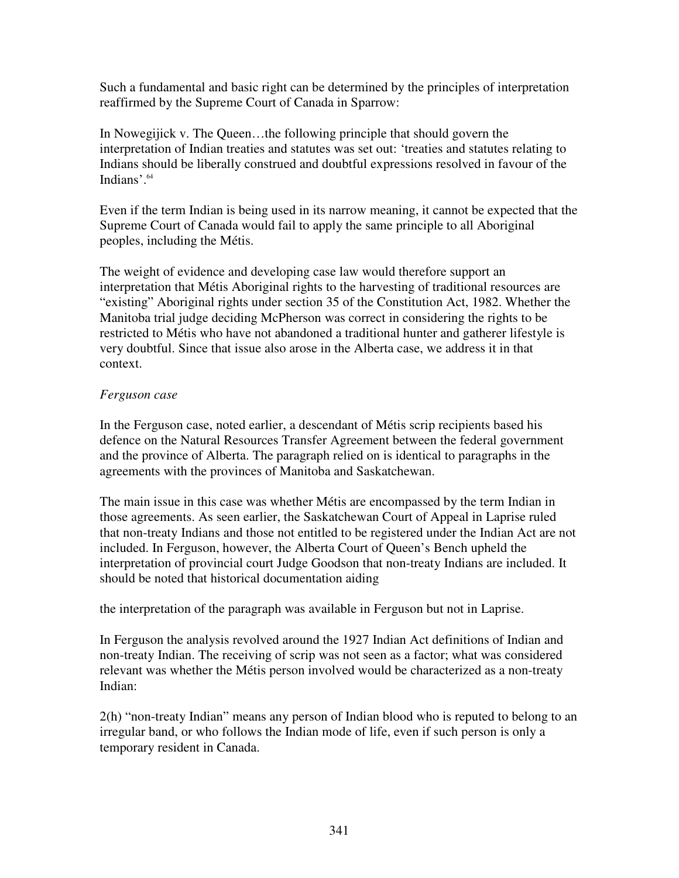Such a fundamental and basic right can be determined by the principles of interpretation reaffirmed by the Supreme Court of Canada in Sparrow:

In Nowegijick v. The Queen…the following principle that should govern the interpretation of Indian treaties and statutes was set out: 'treaties and statutes relating to Indians should be liberally construed and doubtful expressions resolved in favour of the Indians'.[64]

Even if the term Indian is being used in its narrow meaning, it cannot be expected that the Supreme Court of Canada would fail to apply the same principle to all Aboriginal peoples, including the Métis.

The weight of evidence and developing case law would therefore support an interpretation that Métis Aboriginal rights to the harvesting of traditional resources are "existing" Aboriginal rights under section 35 of the Constitution Act, 1982. Whether the Manitoba trial judge deciding McPherson was correct in considering the rights to be restricted to Métis who have not abandoned a traditional hunter and gatherer lifestyle is very doubtful. Since that issue also arose in the Alberta case, we address it in that context.

*Ferguson case*

In the Ferguson case, noted earlier, a descendant of Métis scrip recipients based his defence on the Natural Resources Transfer Agreement between the federal government and the province of Alberta. The paragraph relied on is identical to paragraphs in the agreements with the provinces of Manitoba and Saskatchewan.

The main issue in this case was whether Métis are encompassed by the term Indian in those agreements. As seen earlier, the Saskatchewan Court of Appeal in Laprise ruled that non-treaty Indians and those not entitled to be registered under the Indian Act are not included. In Ferguson, however, the Alberta Court of Queen's Bench upheld the interpretation of provincial court Judge Goodson that non-treaty Indians are included. It should be noted that historical documentation aiding the interpretation of the paragraph was available in Ferguson but not in Laprise.

In Ferguson the analysis revolved around the 1927 Indian Act definitions of Indian and non-treaty Indian. The receiving of scrip was not seen as a factor; what was considered relevant was whether the Métis person involved would be characterized as a non-treaty Indian:

2(h) "non-treaty Indian" means any person of Indian blood who is reputed to belong to an irregular band, or who follows the Indian mode of life, even if such person is only a temporary resident in Canada.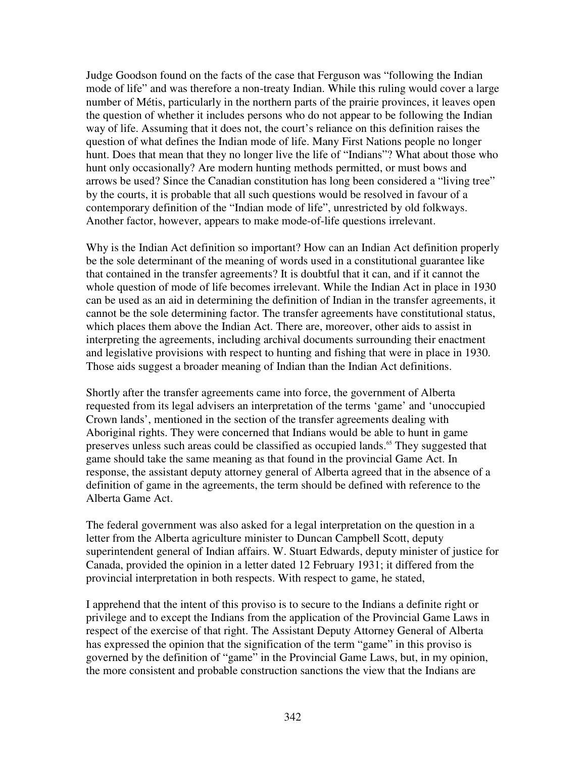Judge Goodson found on the facts of the case that Ferguson was "following the Indian mode of life" and was therefore a non-treaty Indian. While this ruling would cover a large number of Métis, particularly in the northern parts of the prairie provinces, it leaves open the question of whether it includes persons who do not appear to be following the Indian way of life. Assuming that it does not, the court's reliance on this definition raises the question of what defines the Indian mode of life. Many First Nations people no longer hunt. Does that mean that they no longer live the life of "Indians"? What about those who hunt only occasionally? Are modern hunting methods permitted, or must bows and arrows be used? Since the Canadian constitution has long been considered a "living tree" by the courts, it is probable that all such questions would be resolved in favour of a contemporary definition of the "Indian mode of life", unrestricted by old folkways. Another factor, however, appears to make mode-of-life questions irrelevant.

Why is the Indian Act definition so important? How can an Indian Act definition properly be the sole determinant of the meaning of words used in a constitutional guarantee like that contained in the transfer agreements? It is doubtful that it can, and if it cannot the whole question of mode of life becomes irrelevant. While the Indian Act in place in 1930 can be used as an aid in determining the definition of Indian in the transfer agreements, it cannot be the sole determining factor. The transfer agreements have constitutional status, which places them above the Indian Act. There are, moreover, other aids to assist in interpreting the agreements, including archival documents surrounding their enactment and legislative provisions with respect to hunting and fishing that were in place in 1930. Those aids suggest a broader meaning of Indian than the Indian Act definitions.

Shortly after the transfer agreements came into force, the government of Alberta requested from its legal advisers an interpretation of the terms 'game' and 'unoccupied Crown lands', mentioned in the section of the transfer agreements dealing with Aboriginal rights. They were concerned that Indians would be able to hunt in game preserves unless such areas could be classified as occupied lands.[65] They suggested that game should take the same meaning as that found in the provincial Game Act. In response, the assistant deputy attorney general of Alberta agreed that in the absence of a definition of game in the agreements, the term should be defined with reference to the Alberta Game Act.

The federal government was also asked for a legal interpretation on the question in a letter from the Alberta agriculture minister to Duncan Campbell Scott, deputy superintendent general of Indian affairs. W. Stuart Edwards, deputy minister of justice for Canada, provided the opinion in a letter dated 12 February 1931; it differed from the provincial interpretation in both respects. With respect to game, he stated,

I apprehend that the intent of this proviso is to secure to the Indians a definite right or privilege and to except the Indians from the application of the Provincial Game Laws in respect of the exercise of that right. The Assistant Deputy Attorney General of Alberta has expressed the opinion that the signification of the term "game" in this proviso is governed by the definition of "game" in the Provincial Game Laws, but, in my opinion, the more consistent and probable construction sanctions the view that the Indians are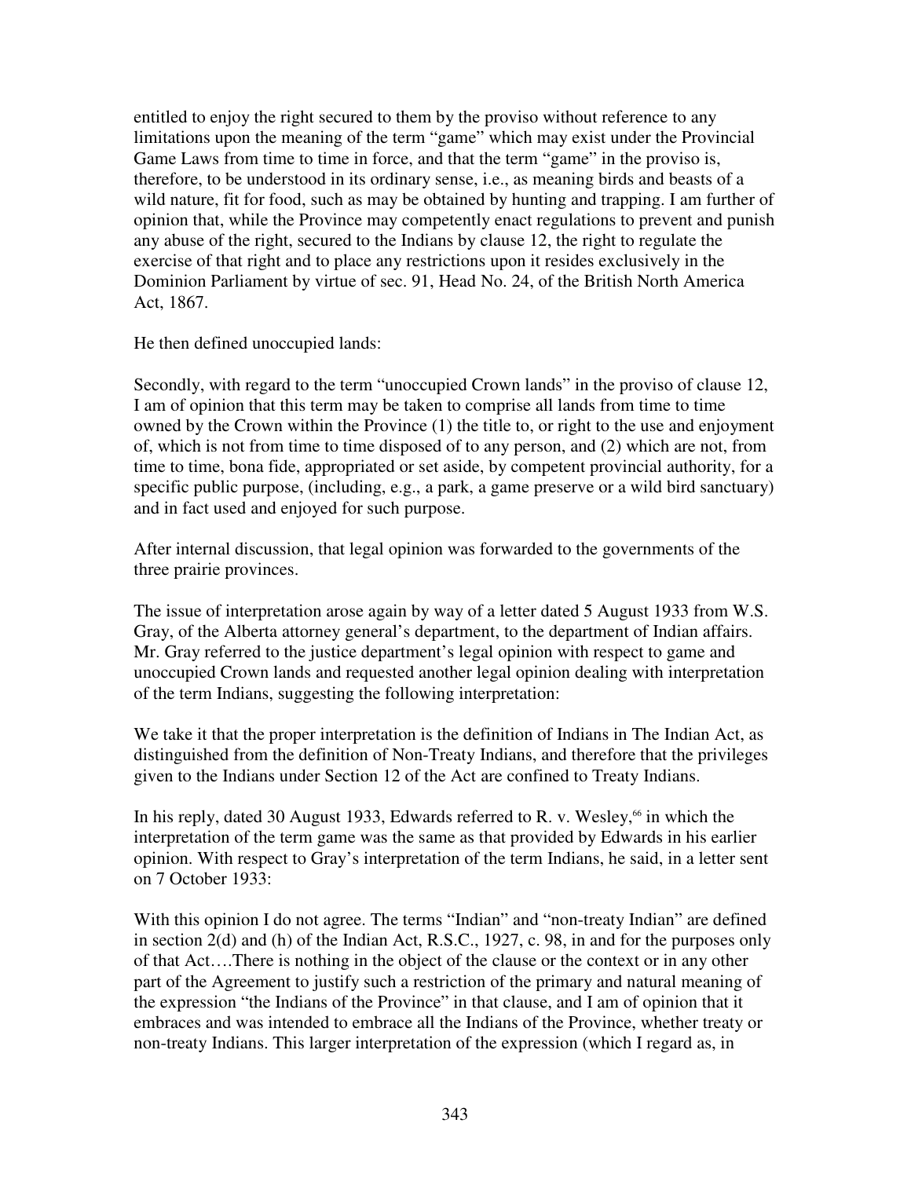entitled to enjoy the right secured to them by the proviso without reference to any limitations upon the meaning of the term "game" which may exist under the Provincial Game Laws from time to time in force, and that the term "game" in the proviso is, therefore, to be understood in its ordinary sense, i.e., as meaning birds and beasts of a wild nature, fit for food, such as may be obtained by hunting and trapping. I am further of opinion that, while the Province may competently enact regulations to prevent and punish any abuse of the right, secured to the Indians by clause 12, the right to regulate the exercise of that right and to place any restrictions upon it resides exclusively in the Dominion Parliament by virtue of sec. 91, Head No. 24, of the British North America Act, 1867.

He then defined unoccupied lands:

Secondly, with regard to the term "unoccupied Crown lands" in the proviso of clause 12, I am of opinion that this term may be taken to comprise all lands from time to time owned by the Crown within the Province (1) the title to, or right to the use and enjoyment of, which is not from time to time disposed of to any person, and (2) which are not, from time to time, bona fide, appropriated or set aside, by competent provincial authority, for a specific public purpose, (including, e.g., a park, a game preserve or a wild bird sanctuary) and in fact used and enjoyed for such purpose.

After internal discussion, that legal opinion was forwarded to the governments of the three prairie provinces.

The issue of interpretation arose again by way of a letter dated 5 August 1933 from W.S. Gray, of the Alberta attorney general's department, to the department of Indian affairs. Mr. Gray referred to the justice department's legal opinion with respect to game and unoccupied Crown lands and requested another legal opinion dealing with interpretation of the term Indians, suggesting the following interpretation:

We take it that the proper interpretation is the definition of Indians in The Indian Act, as distinguished from the definition of Non-Treaty Indians, and therefore that the privileges given to the Indians under Section 12 of the Act are confined to Treaty Indians.

In his reply, dated 30 August 1933, Edwards referred to R. v. Wesley,[66] in which the interpretation of the term game was the same as that provided by Edwards in his earlier opinion. With respect to Gray's interpretation of the term Indians, he said, in a letter sent on 7 October 1933:

With this opinion I do not agree. The terms "Indian" and "non-treaty Indian" are defined in section 2(d) and (h) of the Indian Act, R.S.C., 1927, c. 98, in and for the purposes only of that Act….There is nothing in the object of the clause or the context or in any other part of the Agreement to justify such a restriction of the primary and natural meaning of the expression "the Indians of the Province" in that clause, and I am of opinion that it embraces and was intended to embrace all the Indians of the Province, whether treaty or non-treaty Indians. This larger interpretation of the expression (which I regard as, in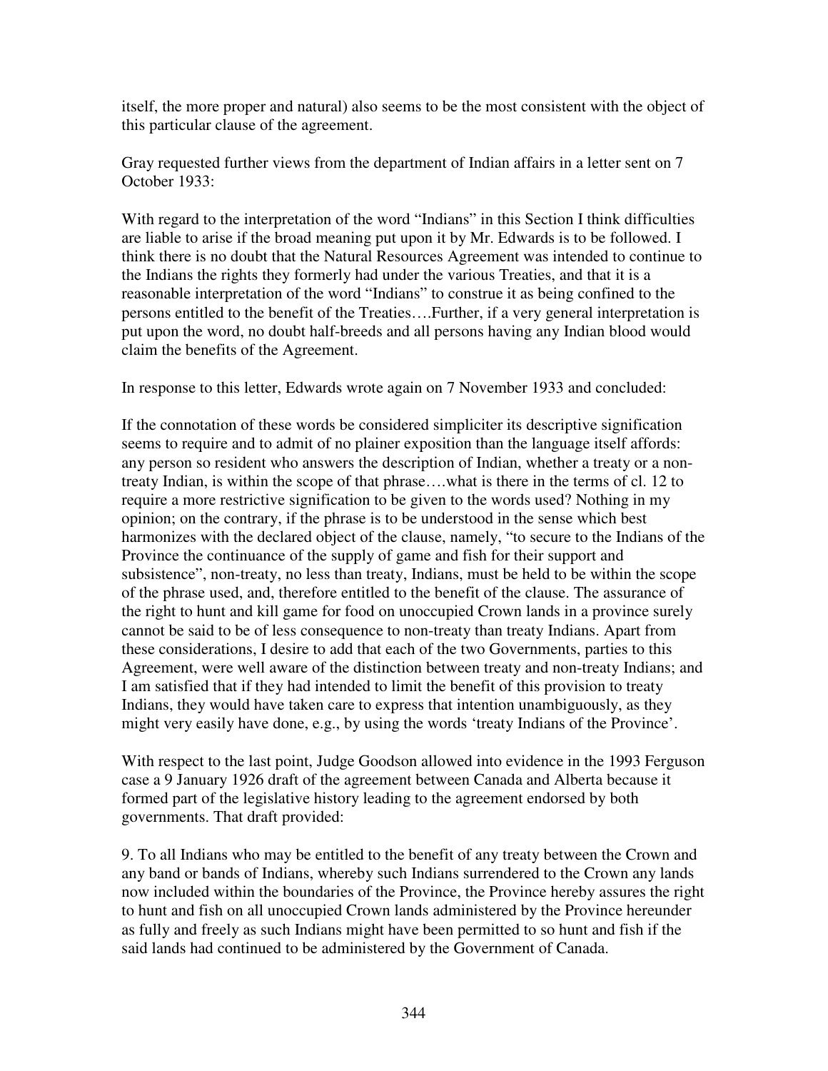itself, the more proper and natural) also seems to be the most consistent with the object of this particular clause of the agreement.

Gray requested further views from the department of Indian affairs in a letter sent on 7 October 1933:

With regard to the interpretation of the word "Indians" in this Section I think difficulties are liable to arise if the broad meaning put upon it by Mr. Edwards is to be followed. I think there is no doubt that the Natural Resources Agreement was intended to continue to the Indians the rights they formerly had under the various Treaties, and that it is a reasonable interpretation of the word "Indians" to construe it as being confined to the persons entitled to the benefit of the Treaties….Further, if a very general interpretation is put upon the word, no doubt half-breeds and all persons having any Indian blood would claim the benefits of the Agreement.

In response to this letter, Edwards wrote again on 7 November 1933 and concluded:

If the connotation of these words be considered simpliciter its descriptive signification seems to require and to admit of no plainer exposition than the language itself affords: any person so resident who answers the description of Indian, whether a treaty or a non-treaty Indian, is within the scope of that phrase….what is there in the terms of cl. 12 to require a more restrictive signification to be given to the words used? Nothing in my opinion; on the contrary, if the phrase is to be understood in the sense which best harmonizes with the declared object of the clause, namely, "to secure to the Indians of the Province the continuance of the supply of game and fish for their support and subsistence", non-treaty, no less than treaty, Indians, must be held to be within the scope of the phrase used, and, therefore entitled to the benefit of the clause. The assurance of the right to hunt and kill game for food on unoccupied Crown lands in a province surely cannot be said to be of less consequence to non-treaty than treaty Indians. Apart from these considerations, I desire to add that each of the two Governments, parties to this Agreement, were well aware of the distinction between treaty and non-treaty Indians; and I am satisfied that if they had intended to limit the benefit of this provision to treaty Indians, they would have taken care to express that intention unambiguously, as they might very easily have done, e.g., by using the words 'treaty Indians of the Province'.

With respect to the last point, Judge Goodson allowed into evidence in the 1993 Ferguson case a 9 January 1926 draft of the agreement between Canada and Alberta because it formed part of the legislative history leading to the agreement endorsed by both governments. That draft provided:

9. To all Indians who may be entitled to the benefit of any treaty between the Crown and any band or bands of Indians, whereby such Indians surrendered to the Crown any lands now included within the boundaries of the Province, the Province hereby assures the right to hunt and fish on all unoccupied Crown lands administered by the Province hereunder as fully and freely as such Indians might have been permitted to so hunt and fish if the said lands had continued to be administered by the Government of Canada.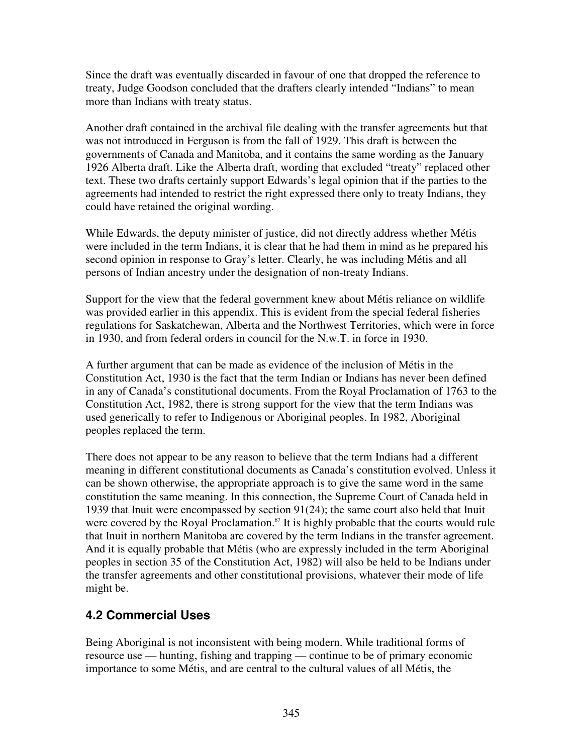Since the draft was eventually discarded in favour of one that dropped the reference to treaty, Judge Goodson concluded that the drafters clearly intended "Indians" to mean more than Indians with treaty status.

Another draft contained in the archival file dealing with the transfer agreements but that was not introduced in Ferguson is from the fall of 1929. This draft is between the governments of Canada and Manitoba, and it contains the same wording as the January 1926 Alberta draft. Like the Alberta draft, wording that excluded "treaty" replaced other text. These two drafts certainly support Edwards's legal opinion that if the parties to the agreements had intended to restrict the right expressed there only to treaty Indians, they could have retained the original wording.

While Edwards, the deputy minister of justice, did not directly address whether Métis were included in the term Indians, it is clear that he had them in mind as he prepared his second opinion in response to Gray's letter. Clearly, he was including Métis and all persons of Indian ancestry under the designation of non-treaty Indians.

Support for the view that the federal government knew about Métis reliance on wildlife was provided earlier in this appendix. This is evident from the special federal fisheries regulations for Saskatchewan, Alberta and the Northwest Territories, which were in force in 1930, and from federal orders in council for the N.w.T. in force in 1930.

A further argument that can be made as evidence of the inclusion of Métis in the Constitution Act, 1930 is the fact that the term Indian or Indians has never been defined in any of Canada's constitutional documents. From the Royal Proclamation of 1763 to the Constitution Act, 1982, there is strong support for the view that the term Indians was used generically to refer to Indigenous or Aboriginal peoples. In 1982, Aboriginal peoples replaced the term.

There does not appear to be any reason to believe that the term Indians had a different meaning in different constitutional documents as Canada's constitution evolved. Unless it can be shown otherwise, the appropriate approach is to give the same word in the same constitution the same meaning. In this connection, the Supreme Court of Canada held in 1939 that Inuit were encompassed by section 91(24); the same court also held that Inuit were covered by the Royal Proclamation.[67] It is highly probable that the courts would rule that Inuit in northern Manitoba are covered by the term Indians in the transfer agreement. And it is equally probable that Métis (who are expressly included in the term Aboriginal peoples in section 35 of the Constitution Act, 1982) will also be held to be Indians under the transfer agreements and other constitutional provisions, whatever their mode of life might be.

## 4.2 Commercial Uses

Being Aboriginal is not inconsistent with being modern. While traditional forms of resource use — hunting, fishing and trapping — continue to be of primary economic importance to some Métis, and are central to the cultural values of all Métis, the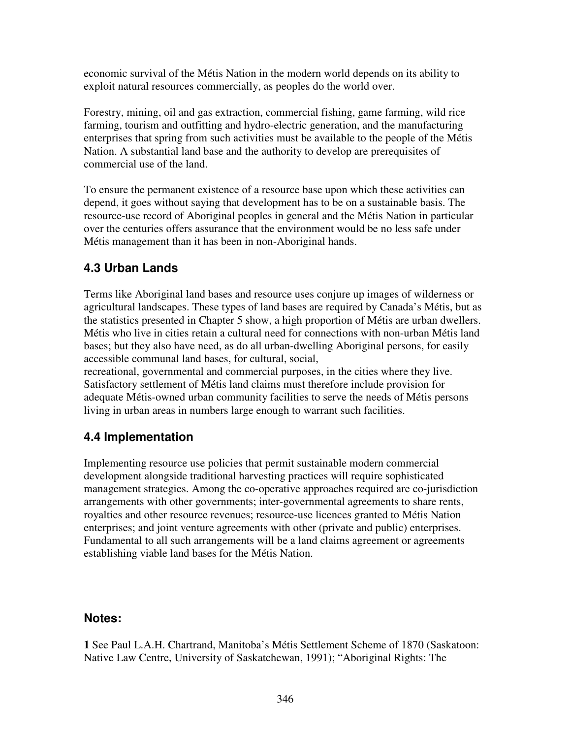economic survival of the Métis Nation in the modern world depends on its ability to exploit natural resources commercially, as peoples do the world over.

Forestry, mining, oil and gas extraction, commercial fishing, game farming, wild rice farming, tourism and outfitting and hydro-electric generation, and the manufacturing enterprises that spring from such activities must be available to the people of the Métis Nation. A substantial land base and the authority to develop are prerequisites of commercial use of the land.

To ensure the permanent existence of a resource base upon which these activities can depend, it goes without saying that development has to be on a sustainable basis. The resource-use record of Aboriginal peoples in general and the Métis Nation in particular over the centuries offers assurance that the environment would be no less safe under Métis management than it has been in non-Aboriginal hands.

## 4.3 Urban Lands

Terms like Aboriginal land bases and resource uses conjure up images of wilderness or agricultural landscapes. These types of land bases are required by Canada's Métis, but as the statistics presented in Chapter 5 show, a high proportion of Métis are urban dwellers. Métis who live in cities retain a cultural need for connections with non-urban Métis land bases; but they also have need, as do all urban-dwelling Aboriginal persons, for easily accessible communal land bases, for cultural, social, recreational, governmental and commercial purposes, in the cities where they live. Satisfactory settlement of Métis land claims must therefore include provision for adequate Métis-owned urban community facilities to serve the needs of Métis persons living in urban areas in numbers large enough to warrant such facilities.

## 4.4 Implementation

Implementing resource use policies that permit sustainable modern commercial development alongside traditional harvesting practices will require sophisticated management strategies. Among the co-operative approaches required are co-jurisdiction arrangements with other governments; inter-governmental agreements to share rents, royalties and other resource revenues; resource-use licences granted to Métis Nation enterprises; and joint venture agreements with other (private and public) enterprises. Fundamental to all such arrangements will be a land claims agreement or agreements establishing viable land bases for the Métis Nation.

## Notes:

**1** See Paul L.A.H. Chartrand, Manitoba's Métis Settlement Scheme of 1870 (Saskatoon: Native Law Centre, University of Saskatchewan, 1991); "Aboriginal Rights: The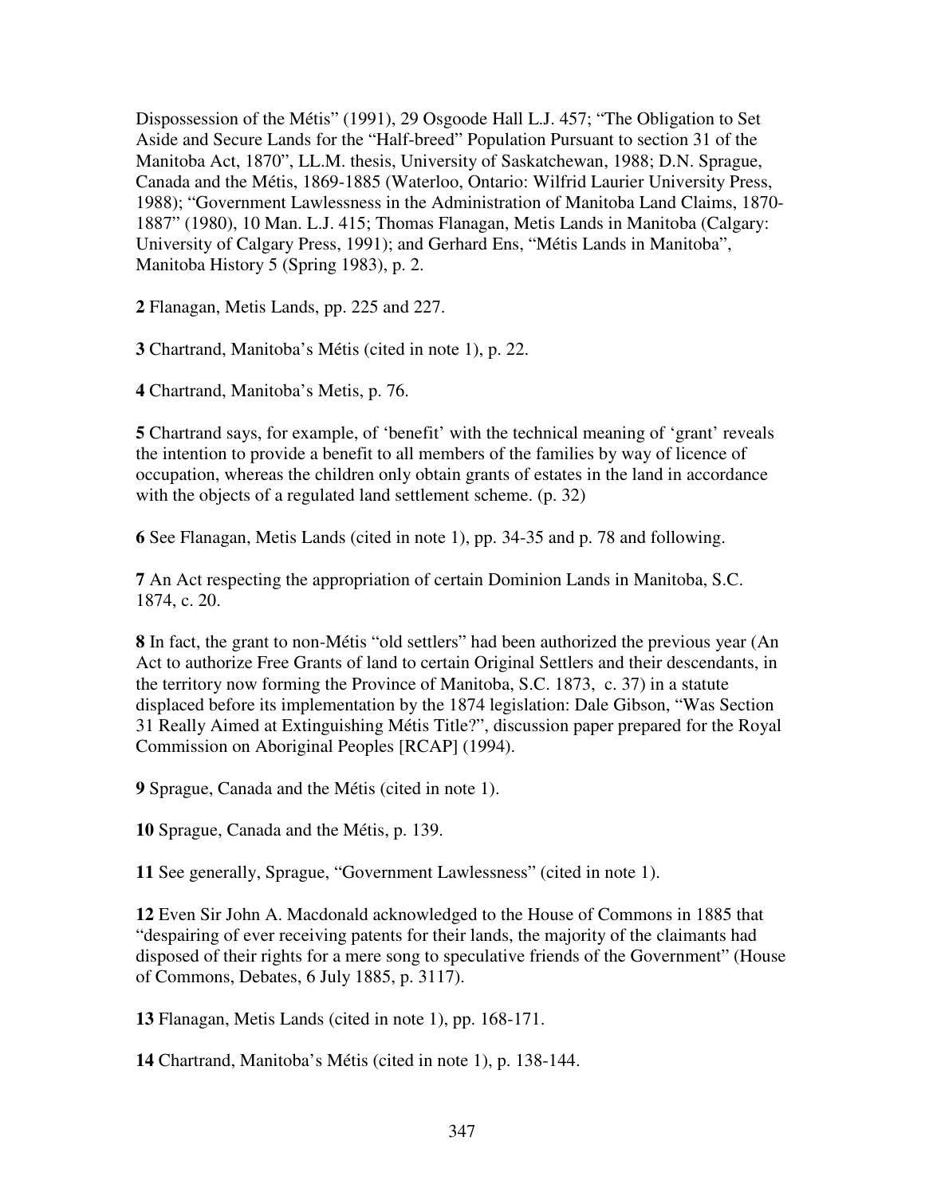Dispossession of the Métis" (1991), 29 Osgoode Hall L.J. 457; "The Obligation to Set Aside and Secure Lands for the "Half-breed" Population Pursuant to section 31 of the Manitoba Act, 1870", LL.M. thesis, University of Saskatchewan, 1988; D.N. Sprague, Canada and the Métis, 1869-1885 (Waterloo, Ontario: Wilfrid Laurier University Press, 1988); "Government Lawlessness in the Administration of Manitoba Land Claims, 1870-1887" (1980), 10 Man. L.J. 415; Thomas Flanagan, Metis Lands in Manitoba (Calgary: University of Calgary Press, 1991); and Gerhard Ens, "Métis Lands in Manitoba", Manitoba History 5 (Spring 1983), p. 2.

**2** Flanagan, Metis Lands, pp. 225 and 227.

**3** Chartrand, Manitoba's Métis (cited in note 1), p. 22.

**4** Chartrand, Manitoba's Metis, p. 76.

**5** Chartrand says, for example, of 'benefit' with the technical meaning of 'grant' reveals the intention to provide a benefit to all members of the families by way of licence of occupation, whereas the children only obtain grants of estates in the land in accordance with the objects of a regulated land settlement scheme. (p. 32)

**6** See Flanagan, Metis Lands (cited in note 1), pp. 34-35 and p. 78 and following.

**7** An Act respecting the appropriation of certain Dominion Lands in Manitoba, S.C. 1874, c. 20.

**8** In fact, the grant to non-Métis "old settlers" had been authorized the previous year (An Act to authorize Free Grants of land to certain Original Settlers and their descendants, in the territory now forming the Province of Manitoba, S.C. 1873, c. 37) in a statute displaced before its implementation by the 1874 legislation: Dale Gibson, "Was Section 31 Really Aimed at Extinguishing Métis Title?", discussion paper prepared for the Royal Commission on Aboriginal Peoples [RCAP] (1994).

**9** Sprague, Canada and the Métis (cited in note 1).

**10** Sprague, Canada and the Métis, p. 139.

**11** See generally, Sprague, "Government Lawlessness" (cited in note 1).

**12** Even Sir John A. Macdonald acknowledged to the House of Commons in 1885 that "despairing of ever receiving patents for their lands, the majority of the claimants had disposed of their rights for a mere song to speculative friends of the Government" (House of Commons, Debates, 6 July 1885, p. 3117).

**13** Flanagan, Metis Lands (cited in note 1), pp. 168-171.

**14** Chartrand, Manitoba's Métis (cited in note 1), p. 138-144.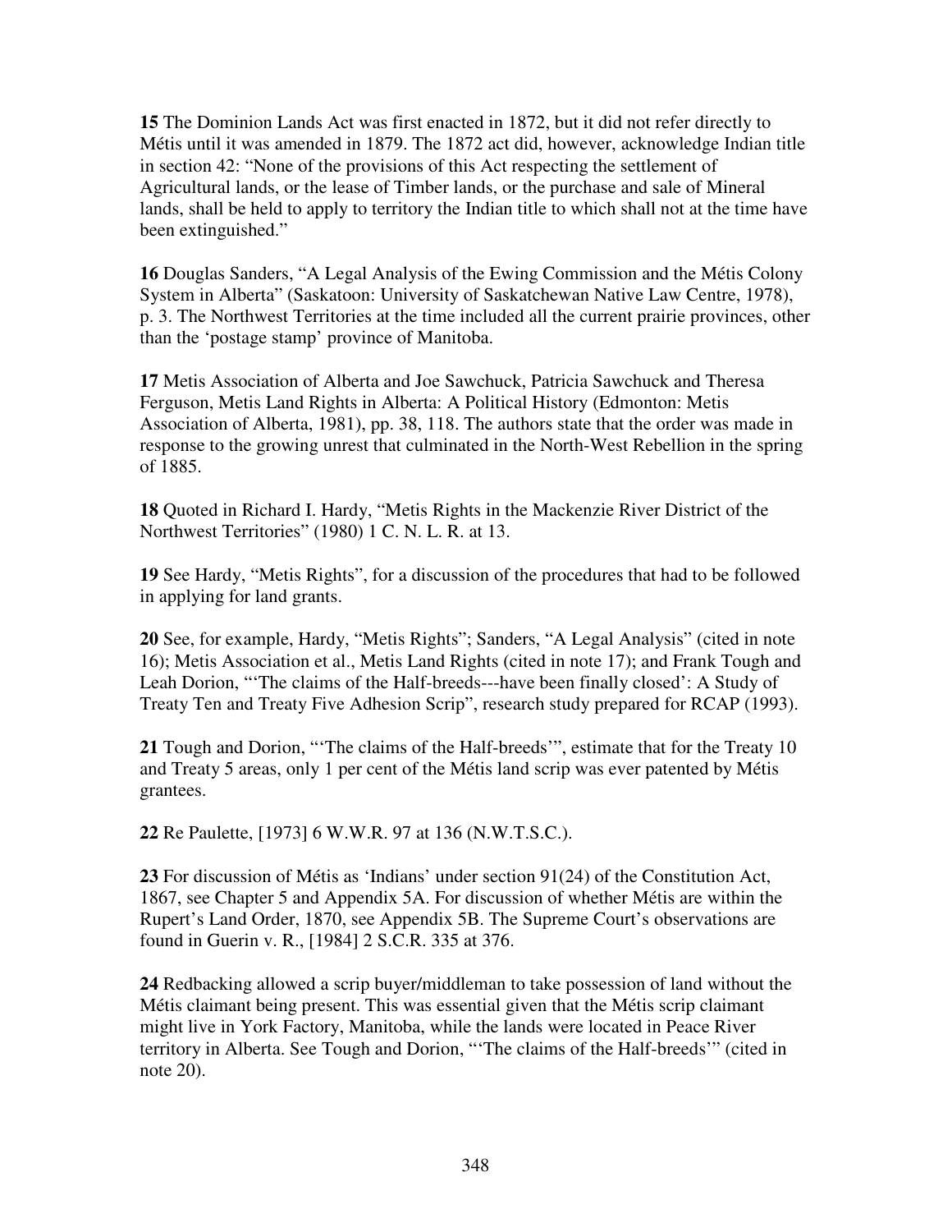**15** The Dominion Lands Act was first enacted in 1872, but it did not refer directly to Métis until it was amended in 1879. The 1872 act did, however, acknowledge Indian title in section 42: "None of the provisions of this Act respecting the settlement of Agricultural lands, or the lease of Timber lands, or the purchase and sale of Mineral lands, shall be held to apply to territory the Indian title to which shall not at the time have been extinguished."

**16** Douglas Sanders, "A Legal Analysis of the Ewing Commission and the Métis Colony System in Alberta" (Saskatoon: University of Saskatchewan Native Law Centre, 1978), p. 3. The Northwest Territories at the time included all the current prairie provinces, other than the 'postage stamp' province of Manitoba.

**17** Metis Association of Alberta and Joe Sawchuck, Patricia Sawchuck and Theresa Ferguson, Metis Land Rights in Alberta: A Political History (Edmonton: Metis Association of Alberta, 1981), pp. 38, 118. The authors state that the order was made in response to the growing unrest that culminated in the North-West Rebellion in the spring of 1885.

**18** Quoted in Richard I. Hardy, "Metis Rights in the Mackenzie River District of the Northwest Territories" (1980) 1 C. N. L. R. at 13.

**19** See Hardy, "Metis Rights", for a discussion of the procedures that had to be followed in applying for land grants.

**20** See, for example, Hardy, "Metis Rights"; Sanders, "A Legal Analysis" (cited in note 16); Metis Association et al., Metis Land Rights (cited in note 17); and Frank Tough and Leah Dorion, "'The claims of the Half-breeds---have been finally closed': A Study of Treaty Ten and Treaty Five Adhesion Scrip", research study prepared for RCAP (1993).

**21** Tough and Dorion, "'The claims of the Half-breeds'", estimate that for the Treaty 10 and Treaty 5 areas, only 1 per cent of the Métis land scrip was ever patented by Métis grantees.

**22** Re Paulette, [1973] 6 W.W.R. 97 at 136 (N.W.T.S.C.).

**23** For discussion of Métis as 'Indians' under section 91(24) of the Constitution Act, 1867, see Chapter 5 and Appendix 5A. For discussion of whether Métis are within the Rupert's Land Order, 1870, see Appendix 5B. The Supreme Court's observations are found in Guerin v. R., [1984] 2 S.C.R. 335 at 376.

**24** Redbacking allowed a scrip buyer/middleman to take possession of land without the Métis claimant being present. This was essential given that the Métis scrip claimant might live in York Factory, Manitoba, while the lands were located in Peace River territory in Alberta. See Tough and Dorion, "'The claims of the Half-breeds'" (cited in note 20).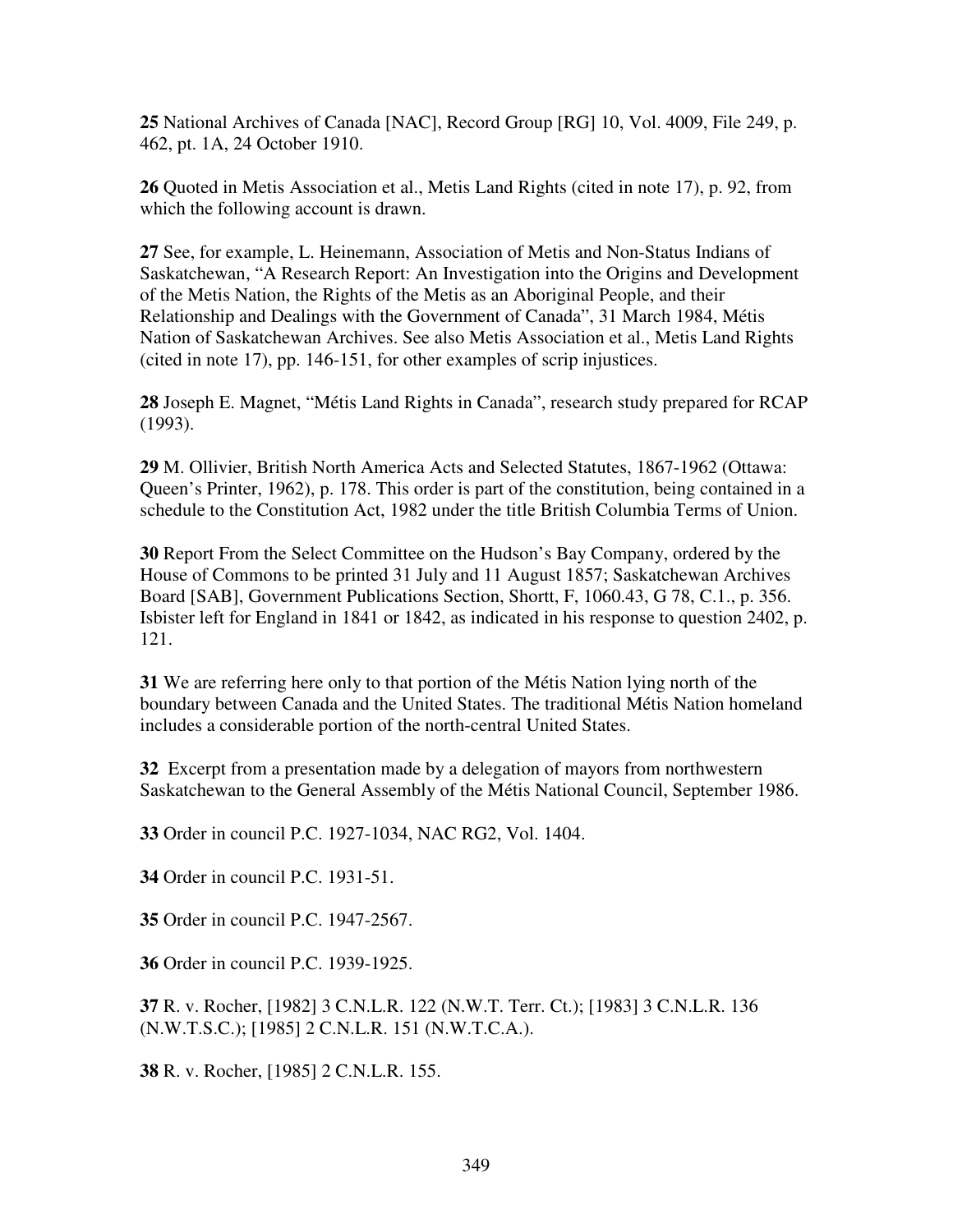**25** National Archives of Canada [NAC], Record Group [RG] 10, Vol. 4009, File 249, p. 462, pt. 1A, 24 October 1910.

**26** Quoted in Metis Association et al., Metis Land Rights (cited in note 17), p. 92, from which the following account is drawn.

**27** See, for example, L. Heinemann, Association of Metis and Non-Status Indians of Saskatchewan, "A Research Report: An Investigation into the Origins and Development of the Metis Nation, the Rights of the Metis as an Aboriginal People, and their Relationship and Dealings with the Government of Canada", 31 March 1984, Métis Nation of Saskatchewan Archives. See also Metis Association et al., Metis Land Rights (cited in note 17), pp. 146-151, for other examples of scrip injustices.

**28** Joseph E. Magnet, "Métis Land Rights in Canada", research study prepared for RCAP (1993).

**29** M. Ollivier, British North America Acts and Selected Statutes, 1867-1962 (Ottawa: Queen's Printer, 1962), p. 178. This order is part of the constitution, being contained in a schedule to the Constitution Act, 1982 under the title British Columbia Terms of Union.

**30** Report From the Select Committee on the Hudson's Bay Company, ordered by the House of Commons to be printed 31 July and 11 August 1857; Saskatchewan Archives Board [SAB], Government Publications Section, Shortt, F, 1060.43, G 78, C.1., p. 356. Isbister left for England in 1841 or 1842, as indicated in his response to question 2402, p. 121.

**31** We are referring here only to that portion of the Métis Nation lying north of the boundary between Canada and the United States. The traditional Métis Nation homeland includes a considerable portion of the north-central United States.

**32** Excerpt from a presentation made by a delegation of mayors from northwestern Saskatchewan to the General Assembly of the Métis National Council, September 1986.

**33** Order in council P.C. 1927-1034, NAC RG2, Vol. 1404.

**34** Order in council P.C. 1931-51.

**35** Order in council P.C. 1947-2567.

**36** Order in council P.C. 1939-1925.

**37** R. v. Rocher, [1982] 3 C.N.L.R. 122 (N.W.T. Terr. Ct.); [1983] 3 C.N.L.R. 136 (N.W.T.S.C.); [1985] 2 C.N.L.R. 151 (N.W.T.C.A.).

**38** R. v. Rocher, [1985] 2 C.N.L.R. 155.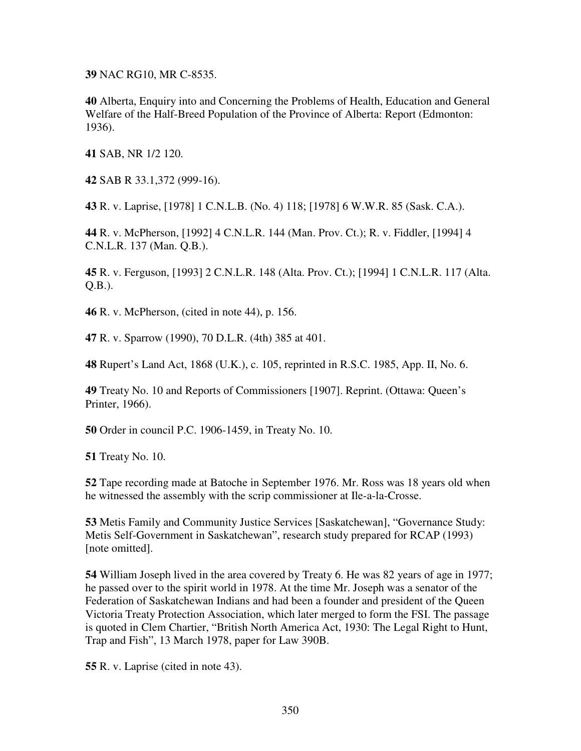**39** NAC RG10, MR C-8535.

**40** Alberta, Enquiry into and Concerning the Problems of Health, Education and General Welfare of the Half-Breed Population of the Province of Alberta: Report (Edmonton: 1936).

**41** SAB, NR 1/2 120.

**42** SAB R 33.1,372 (999-16).

**43** R. v. Laprise, [1978] 1 C.N.L.B. (No. 4) 118; [1978] 6 W.W.R. 85 (Sask. C.A.).

**44** R. v. McPherson, [1992] 4 C.N.L.R. 144 (Man. Prov. Ct.); R. v. Fiddler, [1994] 4 C.N.L.R. 137 (Man. Q.B.).

**45** R. v. Ferguson, [1993] 2 C.N.L.R. 148 (Alta. Prov. Ct.); [1994] 1 C.N.L.R. 117 (Alta. Q.B.).

**46** R. v. McPherson, (cited in note 44), p. 156.

**47** R. v. Sparrow (1990), 70 D.L.R. (4th) 385 at 401.

**48** Rupert's Land Act, 1868 (U.K.), c. 105, reprinted in R.S.C. 1985, App. II, No. 6.

**49** Treaty No. 10 and Reports of Commissioners [1907]. Reprint. (Ottawa: Queen's Printer, 1966).

**50** Order in council P.C. 1906-1459, in Treaty No. 10.

**51** Treaty No. 10.

**52** Tape recording made at Batoche in September 1976. Mr. Ross was 18 years old when he witnessed the assembly with the scrip commissioner at Ile-a-la-Crosse.

**53** Metis Family and Community Justice Services [Saskatchewan], "Governance Study: Metis Self-Government in Saskatchewan", research study prepared for RCAP (1993) [note omitted].

**54** William Joseph lived in the area covered by Treaty 6. He was 82 years of age in 1977; he passed over to the spirit world in 1978. At the time Mr. Joseph was a senator of the Federation of Saskatchewan Indians and had been a founder and president of the Queen Victoria Treaty Protection Association, which later merged to form the FSI. The passage is quoted in Clem Chartier, "British North America Act, 1930: The Legal Right to Hunt, Trap and Fish", 13 March 1978, paper for Law 390B.

**55** R. v. Laprise (cited in note 43).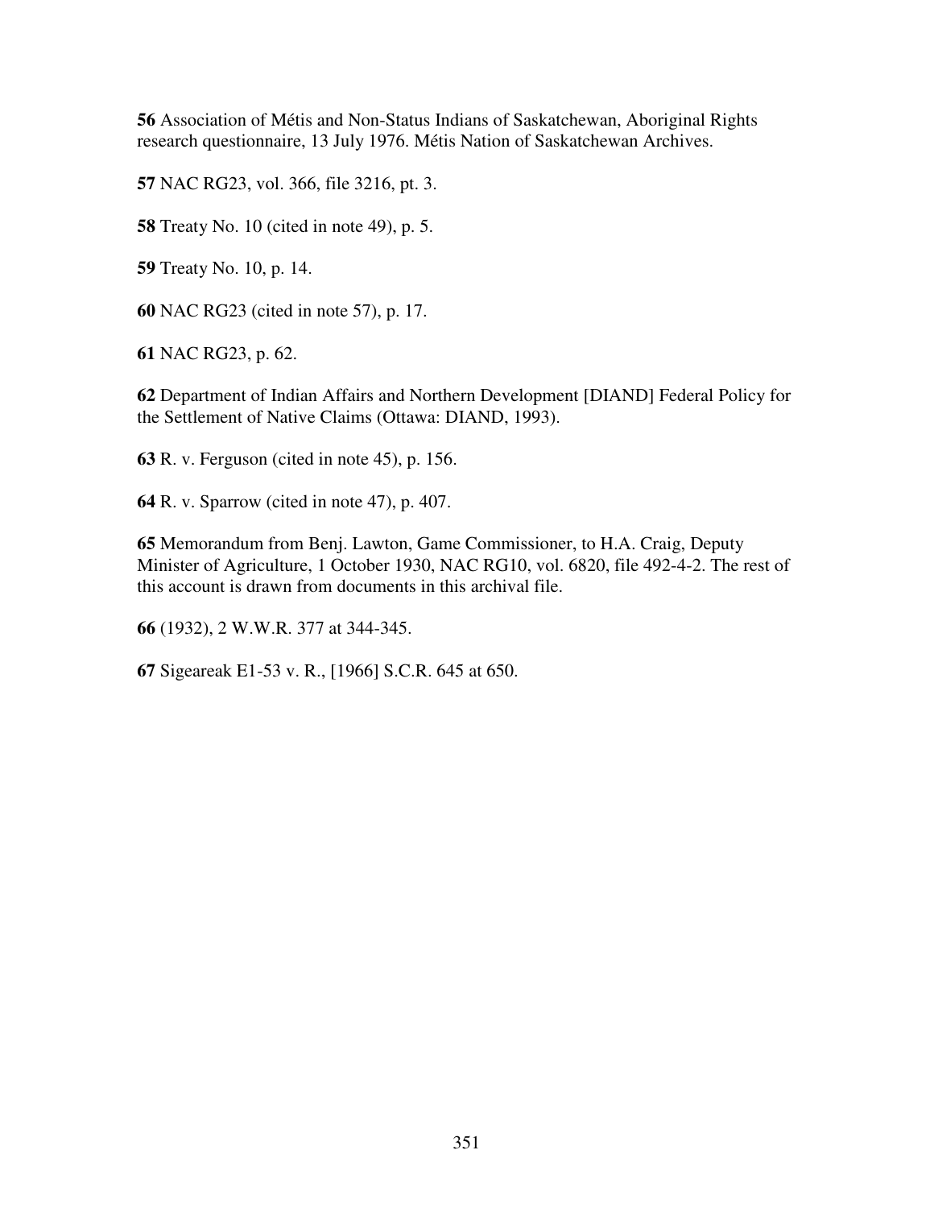**56** Association of Métis and Non-Status Indians of Saskatchewan, Aboriginal Rights research questionnaire, 13 July 1976. Métis Nation of Saskatchewan Archives.

**57** NAC RG23, vol. 366, file 3216, pt. 3.

**58** Treaty No. 10 (cited in note 49), p. 5.

**59** Treaty No. 10, p. 14.

**60** NAC RG23 (cited in note 57), p. 17.

**61** NAC RG23, p. 62.

**62** Department of Indian Affairs and Northern Development [DIAND] Federal Policy for the Settlement of Native Claims (Ottawa: DIAND, 1993).

**63** R. v. Ferguson (cited in note 45), p. 156.

**64** R. v. Sparrow (cited in note 47), p. 407.

**65** Memorandum from Benj. Lawton, Game Commissioner, to H.A. Craig, Deputy Minister of Agriculture, 1 October 1930, NAC RG10, vol. 6820, file 492-4-2. The rest of this account is drawn from documents in this archival file.

**66** (1932), 2 W.W.R. 377 at 344-345.

**67** Sigeareak E1-53 v. R., [1966] S.C.R. 645 at 650.